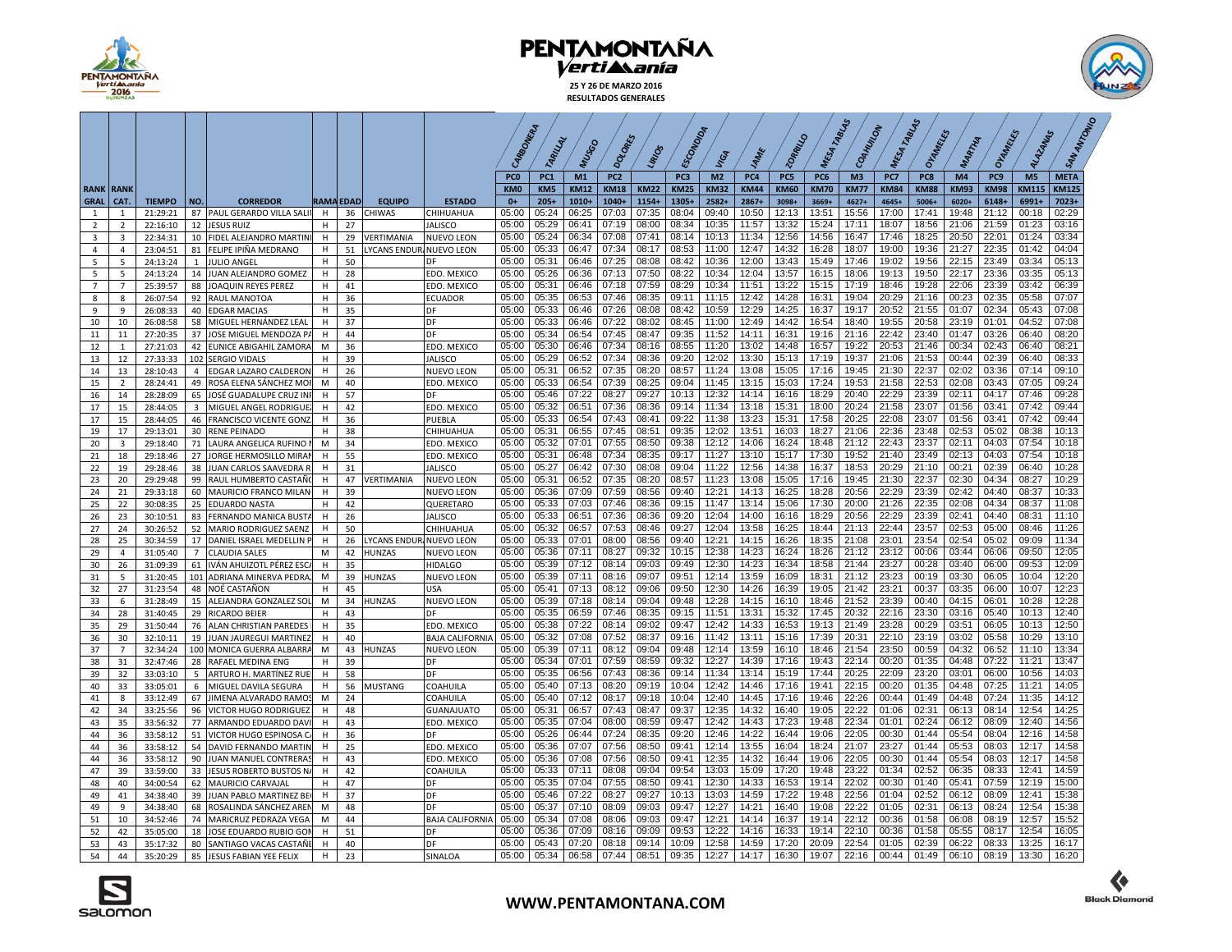# PENTAMONTAÑA Vertimanía

**25 Y 26 DE MARZO 2016**

**RESULTADOS GENERALES**

| RANK GRAL | RANK CAT. | TIEMPO | NO. | CORREDOR | RAMA | EDAD | EQUIPO | ESTADO | CARBONERA PC0 KM0 0+ | TARILLAL PC1 KM5 205+ | MUSGO M1 KM12 1010+ | DOLORES PC2 KM18 1040+ | LIRIOS KM22 1154+ | ESCONDIDA PC3 KM25 1305+ | VIGA M2 KM32 2582+ | JAME PC4 KM44 2867+ | ZORRILLO PC5 KM60 3098+ | MESA TABLAS PC6 KM70 3669+ | COAHUILON M3 KM77 4627+ | MESA TABLAS PC7 KM84 4645+ | OYAMELES PC8 KM88 5006+ | MARTHA M4 KM93 6020+ | OYAMELES PC9 KM98 6148+ | ALAZANAS M5 KM115 6991+ | SAN ANTONIO META KM125 7023+ |
|---|---|---|---|---|---|---|---|---|---|---|---|---|---|---|---|---|---|---|---|---|---|---|---|---|---|
| 1 | 1 | 21:29:21 | 87 | PAUL GERARDO VILLA SALI | H | 36 | CHIWAS | CHIHUAHUA | 05:00 | 05:24 | 06:25 | 07:03 | 07:35 | 08:04 | 09:40 | 10:50 | 12:13 | 13:51 | 15:56 | 17:00 | 17:41 | 19:48 | 21:12 | 00:18 | 02:29 |
| 2 | 2 | 22:16:10 | 12 | JESUS RUIZ | H | 27 | | JALISCO | 05:00 | 05:29 | 06:41 | 07:19 | 08:00 | 08:34 | 10:35 | 11:57 | 13:32 | 15:24 | 17:11 | 18:07 | 18:56 | 21:06 | 21:59 | 01:23 | 03:16 |
| 3 | 3 | 22:34:31 | 10 | FIDEL ALEJANDRO MARTINI | H | 29 | VERTIMANIA | NUEVO LEON | 05:00 | 05:24 | 06:34 | 07:08 | 07:41 | 08:14 | 10:13 | 11:34 | 12:56 | 14:56 | 16:47 | 17:46 | 18:25 | 20:50 | 22:01 | 01:24 | 03:34 |
| 4 | 4 | 23:04:51 | 81 | FELIPE IPIÑA MEDRANO | H | 51 | LYCANS ENDUR | NUEVO LEON | 05:00 | 05:33 | 06:47 | 07:34 | 08:17 | 08:53 | 11:00 | 12:47 | 14:32 | 16:28 | 18:07 | 19:00 | 19:36 | 21:27 | 22:35 | 01:42 | 04:04 |
| 5 | 5 | 24:13:24 | 1 | JULIO ANGEL | H | 50 | | DF | 05:00 | 05:31 | 06:46 | 07:25 | 08:08 | 08:42 | 10:36 | 12:00 | 13:43 | 15:49 | 17:46 | 19:02 | 19:56 | 22:15 | 23:49 | 03:34 | 05:13 |
| 5 | 5 | 24:13:24 | 14 | JUAN ALEJANDRO GOMEZ | H | 28 | | EDO. MEXICO | 05:00 | 05:26 | 06:36 | 07:13 | 07:50 | 08:22 | 10:34 | 12:04 | 13:57 | 16:15 | 18:06 | 19:13 | 19:50 | 22:17 | 23:36 | 03:35 | 05:13 |
| 7 | 7 | 25:39:57 | 88 | JOAQUIN REYES PEREZ | H | 41 | | EDO. MEXICO | 05:00 | 05:31 | 06:46 | 07:18 | 07:59 | 08:29 | 10:34 | 11:51 | 13:22 | 15:15 | 17:19 | 18:46 | 19:28 | 22:06 | 23:39 | 03:42 | 06:39 |
| 8 | 8 | 26:07:54 | 92 | RAUL MANOTOA | H | 36 | | ECUADOR | 05:00 | 05:35 | 06:53 | 07:46 | 08:35 | 09:11 | 11:15 | 12:42 | 14:28 | 16:31 | 19:04 | 20:29 | 21:16 | 00:23 | 02:35 | 05:58 | 07:07 |
| 9 | 9 | 26:08:33 | 40 | EDGAR MACIAS | H | 35 | | DF | 05:00 | 05:33 | 06:46 | 07:26 | 08:08 | 08:42 | 10:59 | 12:29 | 14:25 | 16:37 | 19:17 | 20:52 | 21:55 | 01:07 | 02:34 | 05:43 | 07:08 |
| 10 | 10 | 26:08:58 | 58 | MIGUEL HERNÁNDEZ LEAL | H | 37 | | DF | 05:00 | 05:33 | 06:46 | 07:22 | 08:02 | 08:45 | 11:00 | 12:49 | 14:42 | 16:54 | 18:40 | 19:55 | 20:58 | 23:19 | 01:01 | 04:52 | 07:08 |
| 11 | 11 | 27:20:35 | 37 | JOSE MIGUEL MENDOZA P | H | 44 | | DF | 05:00 | 05:34 | 06:54 | 07:45 | 08:47 | 09:35 | 11:52 | 14:11 | 16:31 | 19:16 | 21:16 | 22:42 | 23:40 | 01:47 | 03:26 | 06:40 | 08:20 |
| 12 | 1 | 27:21:03 | 42 | EUNICE ABIGAHIL ZAMORA | M | 36 | | EDO. MEXICO | 05:00 | 05:30 | 06:46 | 07:34 | 08:16 | 08:55 | 11:20 | 13:02 | 14:48 | 16:57 | 19:22 | 20:53 | 21:46 | 00:34 | 02:43 | 06:40 | 08:21 |
| 13 | 12 | 27:33:33 | 102 | SERGIO VIDALS | H | 39 | | JALISCO | 05:00 | 05:29 | 06:52 | 07:34 | 08:36 | 09:20 | 12:02 | 13:30 | 15:13 | 17:19 | 19:37 | 21:06 | 21:53 | 00:44 | 02:39 | 06:40 | 08:33 |
| 14 | 13 | 28:10:43 | 4 | EDGAR LAZARO CALDERON | H | 26 | | NUEVO LEON | 05:00 | 05:31 | 06:52 | 07:35 | 08:20 | 08:57 | 11:24 | 13:08 | 15:05 | 17:16 | 19:45 | 21:30 | 22:37 | 02:02 | 03:36 | 07:14 | 09:10 |
| 15 | 2 | 28:24:41 | 49 | ROSA ELENA SÁNCHEZ MO | M | 40 | | EDO. MEXICO | 05:00 | 05:33 | 06:54 | 07:39 | 08:25 | 09:04 | 11:45 | 13:15 | 15:03 | 17:24 | 19:53 | 21:58 | 22:53 | 02:08 | 03:43 | 07:05 | 09:24 |
| 16 | 14 | 28:28:09 | 65 | JOSÉ GUADALUPE CRUZ INI | H | 57 | | DF | 05:00 | 05:46 | 07:22 | 08:27 | 09:27 | 10:13 | 12:32 | 14:14 | 16:16 | 18:29 | 20:40 | 22:29 | 23:39 | 02:11 | 04:17 | 07:46 | 09:28 |
| 17 | 15 | 28:44:05 | 3 | MIGUEL ANGEL RODRIGUE | H | 42 | | EDO. MEXICO | 05:00 | 05:32 | 06:51 | 07:36 | 08:36 | 09:14 | 11:34 | 13:18 | 15:31 | 18:00 | 20:24 | 21:58 | 23:07 | 01:56 | 03:41 | 07:42 | 09:44 |
| 17 | 15 | 28:44:05 | 46 | FRANCISCO VICENTE GONZ | H | 36 | | PUEBLA | 05:00 | 05:33 | 06:54 | 07:43 | 08:41 | 09:22 | 11:38 | 13:23 | 15:31 | 17:58 | 20:25 | 22:08 | 23:07 | 01:56 | 03:41 | 07:42 | 09:44 |
| 19 | 17 | 29:13:01 | 30 | RENE PEINADO | H | 38 | | CHIHUAHUA | 05:00 | 05:31 | 06:55 | 07:45 | 08:51 | 09:35 | 12:02 | 13:51 | 16:03 | 18:27 | 21:06 | 22:36 | 23:48 | 02:53 | 05:02 | 08:38 | 10:13 |
| 20 | 3 | 29:18:40 | 71 | LAURA ANGELICA RUFINO | M | 34 | | EDO. MEXICO | 05:00 | 05:32 | 07:01 | 07:55 | 08:50 | 09:38 | 12:12 | 14:06 | 16:24 | 18:48 | 21:12 | 22:43 | 23:37 | 02:11 | 04:03 | 07:54 | 10:18 |
| 21 | 18 | 29:18:46 | 27 | JORGE HERMOSILLO MIRAN | H | 55 | | EDO. MEXICO | 05:00 | 05:31 | 06:48 | 07:34 | 08:35 | 09:17 | 11:27 | 13:10 | 15:17 | 17:30 | 19:52 | 21:40 | 23:49 | 02:13 | 04:03 | 07:54 | 10:18 |
| 22 | 19 | 29:28:46 | 38 | JUAN CARLOS SAAVEDRA R | H | 31 | | JALISCO | 05:00 | 05:27 | 06:42 | 07:30 | 08:08 | 09:04 | 11:22 | 12:56 | 14:38 | 16:37 | 18:53 | 20:29 | 21:10 | 00:21 | 02:39 | 06:40 | 10:28 |
| 23 | 20 | 29:29:48 | 99 | RAUL HUMBERTO CASTAÑO | H | 47 | VERTIMANIA | NUEVO LEON | 05:00 | 05:31 | 06:52 | 07:35 | 08:20 | 08:57 | 11:23 | 13:08 | 15:05 | 17:16 | 19:45 | 21:30 | 22:37 | 02:30 | 04:34 | 08:27 | 10:29 |
| 24 | 21 | 29:33:18 | 60 | MAURICIO FRANCO MILAN | H | 39 | | NUEVO LEON | 05:00 | 05:36 | 07:09 | 07:59 | 08:56 | 09:40 | 12:21 | 14:13 | 16:25 | 18:28 | 20:56 | 22:29 | 23:39 | 02:42 | 04:40 | 08:37 | 10:33 |
| 25 | 22 | 30:08:35 | 25 | EDUARDO NASTA | H | 42 | | QUERETARO | 05:00 | 05:33 | 07:03 | 07:46 | 08:36 | 09:15 | 11:47 | 13:14 | 15:06 | 17:30 | 20:00 | 21:26 | 22:35 | 02:08 | 04:34 | 08:37 | 11:08 |
| 26 | 23 | 30:10:51 | 83 | FERNANDO MANICA BUST | H | 26 | | JALISCO | 05:00 | 05:33 | 06:51 | 07:36 | 08:36 | 09:20 | 12:04 | 14:00 | 16:16 | 18:29 | 20:56 | 22:29 | 23:39 | 02:41 | 04:40 | 08:31 | 11:10 |
| 27 | 24 | 30:26:52 | 52 | MARIO RODRIGUEZ SAENZ | H | 50 | | CHIHUAHUA | 05:00 | 05:32 | 06:57 | 07:53 | 08:46 | 09:27 | 12:04 | 13:58 | 16:25 | 18:44 | 21:13 | 22:44 | 23:57 | 02:53 | 05:00 | 08:46 | 11:26 |
| 28 | 25 | 30:34:59 | 17 | DANIEL ISRAEL MEDELLIN | H | 26 | LYCANS ENDUR | NUEVO LEON | 05:00 | 05:33 | 07:01 | 08:00 | 08:56 | 09:40 | 12:21 | 14:15 | 16:26 | 18:35 | 21:08 | 23:01 | 23:54 | 02:54 | 05:02 | 09:09 | 11:34 |
| 29 | 4 | 31:05:40 | 7 | CLAUDIA SALES | M | 42 | HUNZAS | NUEVO LEON | 05:00 | 05:36 | 07:11 | 08:27 | 09:32 | 10:15 | 12:38 | 14:23 | 16:24 | 18:26 | 21:12 | 23:12 | 00:06 | 03:44 | 06:06 | 09:50 | 12:05 |
| 30 | 26 | 31:09:39 | 61 | IVÁN AHUIZOTL PÉREZ ESC | H | 35 | | HIDALGO | 05:00 | 05:39 | 07:12 | 08:14 | 09:03 | 09:49 | 12:30 | 14:23 | 16:34 | 18:58 | 21:44 | 23:27 | 00:28 | 03:40 | 06:00 | 09:53 | 12:09 |
| 31 | 5 | 31:20:45 | 101 | ADRIANA MINERVA PEDRA | M | 39 | HUNZAS | NUEVO LEON | 05:00 | 05:39 | 07:11 | 08:16 | 09:07 | 09:51 | 12:14 | 13:59 | 16:09 | 18:31 | 21:12 | 23:23 | 00:19 | 03:30 | 06:05 | 10:04 | 12:20 |
| 32 | 27 | 31:23:54 | 48 | NOÉ CASTAÑON | H | 45 | | USA | 05:00 | 05:41 | 07:13 | 08:12 | 09:06 | 09:50 | 12:30 | 14:26 | 16:39 | 19:05 | 21:42 | 23:21 | 00:37 | 03:35 | 06:00 | 10:07 | 12:23 |
| 33 | 6 | 31:28:49 | 15 | ALEJANDRA GONZALEZ SOL | M | 34 | HUNZAS | NUEVO LEON | 05:00 | 05:39 | 07:18 | 08:14 | 09:04 | 09:48 | 12:28 | 14:15 | 16:10 | 18:46 | 21:52 | 23:39 | 00:40 | 04:15 | 06:01 | 10:28 | 12:28 |
| 34 | 28 | 31:40:45 | 29 | RICARDO BEIER | H | 43 | | DF | 05:00 | 05:35 | 06:59 | 07:46 | 08:35 | 09:15 | 11:51 | 13:31 | 15:32 | 17:45 | 20:32 | 22:16 | 23:30 | 03:16 | 05:40 | 10:13 | 12:40 |
| 35 | 29 | 31:50:44 | 76 | ALAN CHRISTIAN PAREDES | H | 35 | | EDO. MEXICO | 05:00 | 05:38 | 07:22 | 08:14 | 09:02 | 09:47 | 12:42 | 14:33 | 16:53 | 19:13 | 21:49 | 23:28 | 00:29 | 03:51 | 06:05 | 10:13 | 12:50 |
| 36 | 30 | 32:10:11 | 19 | JUAN JAUREGUI MARTINEZ | H | 40 | | BAJA CALIFORNIA | 05:00 | 05:32 | 07:08 | 07:52 | 08:37 | 09:16 | 11:42 | 13:11 | 15:16 | 17:39 | 20:31 | 22:10 | 23:19 | 03:02 | 05:58 | 10:29 | 13:10 |
| 37 | 7 | 32:34:24 | 100 | MONICA GUERRA ALBARRA | M | 43 | HUNZAS | NUEVO LEON | 05:00 | 05:39 | 07:11 | 08:12 | 09:04 | 09:48 | 12:14 | 13:59 | 16:10 | 18:46 | 21:54 | 23:50 | 00:59 | 04:32 | 06:52 | 11:10 | 13:34 |
| 38 | 31 | 32:47:46 | 28 | RAFAEL MEDINA ENG | H | 39 | | DF | 05:00 | 05:34 | 07:01 | 07:59 | 08:59 | 09:32 | 12:27 | 14:39 | 17:16 | 19:43 | 22:14 | 00:20 | 01:35 | 04:48 | 07:22 | 11:21 | 13:47 |
| 39 | 32 | 33:03:10 | 5 | ARTURO H. MARTÍNEZ RUE | H | 58 | | DF | 05:00 | 05:35 | 06:56 | 07:43 | 08:36 | 09:14 | 11:34 | 13:14 | 15:19 | 17:44 | 20:25 | 22:09 | 23:20 | 03:01 | 06:00 | 10:56 | 14:03 |
| 40 | 33 | 33:05:01 | 6 | MIGUEL DAVILA SEGURA | H | 56 | MUSTANG | COAHUILA | 05:00 | 05:40 | 07:13 | 08:20 | 09:19 | 10:04 | 12:42 | 14:46 | 17:16 | 19:41 | 22:15 | 00:20 | 01:35 | 04:48 | 07:25 | 11:21 | 14:05 |
| 41 | 8 | 33:12:49 | 67 | JIMENA ALVARADO RAMOS | M | 24 | | COAHUILA | 05:00 | 05:40 | 07:12 | 08:17 | 09:18 | 10:04 | 12:40 | 14:45 | 17:16 | 19:46 | 22:26 | 00:44 | 01:49 | 04:48 | 07:24 | 11:35 | 14:12 |
| 42 | 34 | 33:25:56 | 96 | VICTOR HUGO RODRIGUEZ | H | 48 | | GUANAJUATO | 05:00 | 05:31 | 06:57 | 07:43 | 08:47 | 09:37 | 12:35 | 14:32 | 16:40 | 19:05 | 22:22 | 01:06 | 02:31 | 06:13 | 08:14 | 12:54 | 14:25 |
| 43 | 35 | 33:56:32 | 77 | ARMANDO EDUARDO DAVI | H | 43 | | EDO. MEXICO | 05:00 | 05:35 | 07:04 | 08:00 | 08:59 | 09:47 | 12:42 | 14:43 | 17:23 | 19:48 | 22:34 | 01:01 | 02:24 | 06:12 | 08:09 | 12:40 | 14:56 |
| 44 | 36 | 33:58:12 | 51 | VICTOR HUGO ESPINOSA C | H | 36 | | DF | 05:00 | 05:26 | 06:44 | 07:24 | 08:35 | 09:20 | 12:46 | 14:22 | 16:44 | 19:06 | 22:05 | 00:30 | 01:44 | 05:54 | 08:04 | 12:16 | 14:58 |
| 44 | 36 | 33:58:12 | 54 | DAVID FERNANDO MARTIN | H | 25 | | EDO. MEXICO | 05:00 | 05:36 | 07:07 | 07:56 | 08:50 | 09:41 | 12:14 | 13:55 | 16:04 | 18:24 | 21:07 | 23:27 | 01:44 | 05:53 | 08:03 | 12:17 | 14:58 |
| 44 | 36 | 33:58:12 | 90 | JUAN MANUEL CONTRERAS | H | 43 | | EDO. MEXICO | 05:00 | 05:36 | 07:08 | 07:56 | 08:50 | 09:41 | 12:35 | 14:32 | 16:44 | 19:06 | 22:05 | 00:30 | 01:44 | 05:54 | 08:03 | 12:17 | 14:58 |
| 47 | 39 | 33:59:00 | 33 | JESUS ROBERTO BUSTOS N | H | 42 | | COAHUILA | 05:00 | 05:33 | 07:11 | 08:08 | 09:04 | 09:54 | 13:03 | 15:09 | 17:20 | 19:48 | 23:22 | 01:34 | 02:52 | 06:35 | 08:33 | 12:41 | 14:59 |
| 48 | 40 | 34:00:54 | 62 | MAURICIO CARVAJAL | H | 47 | | DF | 05:00 | 05:35 | 07:04 | 07:55 | 08:50 | 09:41 | 12:30 | 14:33 | 16:53 | 19:14 | 22:02 | 00:30 | 01:40 | 05:41 | 07:59 | 12:19 | 15:00 |
| 49 | 41 | 34:38:40 | 39 | JUAN PABLO MARTINEZ BE | H | 37 | | DF | 05:00 | 05:46 | 07:22 | 08:27 | 09:27 | 10:13 | 13:03 | 14:59 | 17:22 | 19:48 | 22:56 | 01:04 | 02:52 | 06:12 | 08:09 | 12:41 | 15:38 |
| 49 | 9 | 34:38:40 | 68 | ROSALINDA SÁNCHEZ AREN | M | 48 | | DF | 05:00 | 05:37 | 07:10 | 08:09 | 09:03 | 09:47 | 12:27 | 14:21 | 16:40 | 19:08 | 22:22 | 01:05 | 02:31 | 06:13 | 08:24 | 12:54 | 15:38 |
| 51 | 10 | 34:52:46 | 74 | MARICRUZ PEDRAZA VEGA | M | 44 | | BAJA CALIFORNIA | 05:00 | 05:34 | 07:08 | 08:06 | 09:03 | 09:47 | 12:21 | 14:14 | 16:37 | 19:14 | 22:12 | 00:36 | 01:58 | 06:08 | 08:19 | 12:57 | 15:52 |
| 52 | 42 | 35:05:00 | 18 | JOSE EDUARDO RUBIO GON | H | 51 | | DF | 05:00 | 05:36 | 07:09 | 08:16 | 09:09 | 09:53 | 12:22 | 14:16 | 16:33 | 19:14 | 22:10 | 00:36 | 01:58 | 05:55 | 08:17 | 12:54 | 16:05 |
| 53 | 43 | 35:17:32 | 80 | SANTIAGO VACAS CASTAÑE | H | 40 | | DF | 05:00 | 05:43 | 07:20 | 08:18 | 09:14 | 10:09 | 12:58 | 14:59 | 17:20 | 20:09 | 22:54 | 01:05 | 02:39 | 06:22 | 08:33 | 13:25 | 16:17 |
| 54 | 44 | 35:20:29 | 85 | JESUS FABIAN YEE FELIX | H | 23 | | SINALOA | 05:00 | 05:34 | 06:58 | 07:44 | 08:51 | 09:35 | 12:27 | 14:17 | 16:30 | 19:07 | 22:16 | 00:44 | 01:49 | 06:10 | 08:19 | 13:30 | 16:20 |

**WWW.PENTAMONTANA.COM**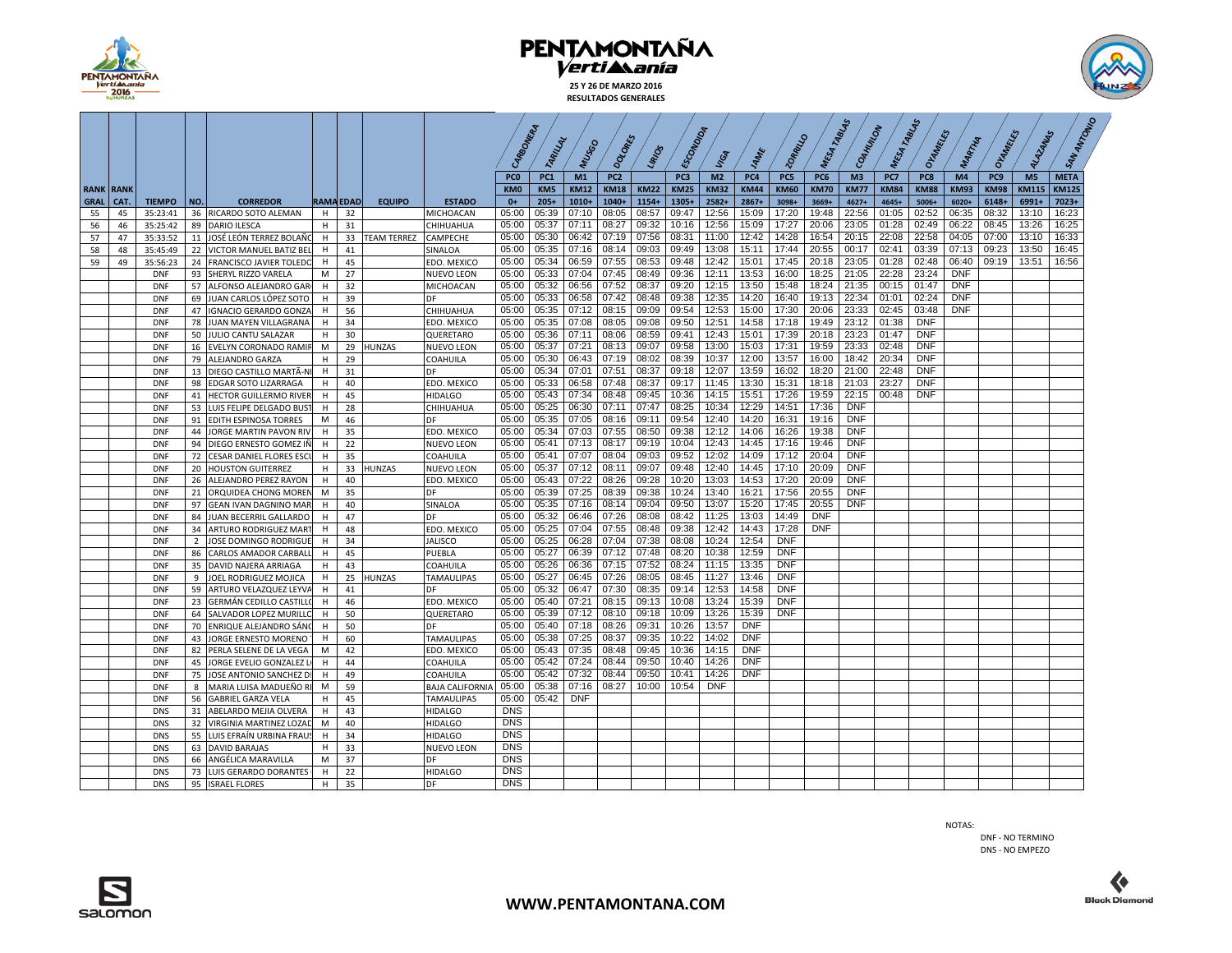# PENTAMONTAÑA Vertimanía

**25 Y 26 DE MARZO 2016**

**RESULTADOS GENERALES**

| RANK GRAL | RANK CAT. | TIEMPO | NO. | CORREDOR | RAMA | EDAD | EQUIPO | ESTADO | CARBONERA PC0 KM0 0+ | TARILLAL PC1 KM5 205+ | MUSGO M1 KM12 1010+ | DOLORES PC2 KM18 1040+ | LIRIOS KM22 1154+ | ESCONDIDA PC3 KM25 1305+ | VIGA M2 KM32 2582+ | JAME PC4 KM44 2867+ | ZORRILLO PC5 KM60 3098+ | MESA TABLAS PC6 KM70 3669+ | COAHUILON M3 KM77 4627+ | MESA TABLAS PC7 KM84 4645+ | OYAMELES PC8 KM88 5006+ | MARTHA M4 KM93 6020+ | OYAMELES PC9 KM98 6148+ | ALAZANAS M5 KM115 6991+ | SAN ANTONIO META KM125 7023+ |
|---|---|---|---|---|---|---|---|---|---|---|---|---|---|---|---|---|---|---|---|---|---|---|---|---|---|
| 55 | 45 | 35:23:41 | 36 | RICARDO SOTO ALEMAN | H | 32 | | MICHOACAN | 05:00 | 05:39 | 07:10 | 08:05 | 08:57 | 09:47 | 12:56 | 15:09 | 17:20 | 19:48 | 22:56 | 01:05 | 02:52 | 06:35 | 08:32 | 13:10 | 16:23 |
| 56 | 46 | 35:25:42 | 89 | DARIO ILESCA | H | 31 | | CHIHUAHUA | 05:00 | 05:37 | 07:11 | 08:27 | 09:32 | 10:16 | 12:56 | 15:09 | 17:27 | 20:06 | 23:05 | 01:28 | 02:49 | 06:22 | 08:45 | 13:26 | 16:25 |
| 57 | 47 | 35:33:52 | 11 | JOSÉ LEÓN TERREZ BOLAÑO | H | 33 | TEAM TERREZ | CAMPECHE | 05:00 | 05:30 | 06:42 | 07:19 | 07:56 | 08:31 | 11:00 | 12:42 | 14:28 | 16:54 | 20:15 | 22:08 | 22:58 | 04:05 | 07:00 | 13:10 | 16:33 |
| 58 | 48 | 35:45:49 | 22 | VICTOR MANUEL BATIZ BEL | H | 41 | | SINALOA | 05:00 | 05:35 | 07:16 | 08:14 | 09:03 | 09:49 | 13:08 | 15:11 | 17:44 | 20:55 | 00:17 | 02:41 | 03:39 | 07:13 | 09:23 | 13:50 | 16:45 |
| 59 | 49 | 35:56:23 | 24 | FRANCISCO JAVIER TOLEDO | H | 45 | | EDO. MEXICO | 05:00 | 05:34 | 06:59 | 07:55 | 08:53 | 09:48 | 12:42 | 15:01 | 17:45 | 20:18 | 23:05 | 01:28 | 02:48 | 06:40 | 09:19 | 13:51 | 16:56 |
| | | DNF | 93 | SHERYL RIZZO VARELA | M | 27 | | NUEVO LEON | 05:00 | 05:33 | 07:04 | 07:45 | 08:49 | 09:36 | 12:11 | 13:53 | 16:00 | 18:25 | 21:05 | 22:28 | 23:24 | DNF | | | |
| | | DNF | 57 | ALFONSO ALEJANDRO GAR | H | 32 | | MICHOACAN | 05:00 | 05:32 | 06:56 | 07:52 | 08:37 | 09:20 | 12:15 | 13:50 | 15:48 | 18:24 | 21:35 | 00:15 | 01:47 | DNF | | | |
| | | DNF | 69 | JUAN CARLOS LÓPEZ SOTO | H | 39 | | DF | 05:00 | 05:33 | 06:58 | 07:42 | 08:48 | 09:38 | 12:35 | 14:20 | 16:40 | 19:13 | 22:34 | 01:01 | 02:24 | DNF | | | |
| | | DNF | 47 | IGNACIO GERARDO GONZA | H | 56 | | CHIHUAHUA | 05:00 | 05:35 | 07:12 | 08:15 | 09:09 | 09:54 | 12:53 | 15:00 | 17:30 | 20:06 | 23:33 | 02:45 | 03:48 | DNF | | | |
| | | DNF | 78 | JUAN MAYEN VILLAGRANA | H | 34 | | EDO. MEXICO | 05:00 | 05:35 | 07:08 | 08:05 | 09:08 | 09:50 | 12:51 | 14:58 | 17:18 | 19:49 | 23:12 | 01:38 | DNF | | | | |
| | | DNF | 50 | JULIO CANTU SALAZAR | H | 30 | | QUERETARO | 05:00 | 05:36 | 07:11 | 08:06 | 08:59 | 09:41 | 12:43 | 15:01 | 17:39 | 20:18 | 23:23 | 01:47 | DNF | | | | |
| | | DNF | 16 | EVELYN CORONADO RAMIR | M | 29 | HUNZAS | NUEVO LEON | 05:00 | 05:37 | 07:21 | 08:13 | 09:07 | 09:58 | 13:00 | 15:03 | 17:31 | 19:59 | 23:33 | 02:48 | DNF | | | | |
| | | DNF | 79 | ALEJANDRO GARZA | H | 29 | | COAHUILA | 05:00 | 05:30 | 06:43 | 07:19 | 08:02 | 08:39 | 10:37 | 12:00 | 13:57 | 16:00 | 18:42 | 20:34 | DNF | | | | |
| | | DNF | 13 | DIEGO CASTILLO MARTÃ-NI | H | 31 | | DF | 05:00 | 05:34 | 07:01 | 07:51 | 08:37 | 09:18 | 12:07 | 13:59 | 16:02 | 18:20 | 21:00 | 22:48 | DNF | | | | |
| | | DNF | 98 | EDGAR SOTO LIZARRAGA | H | 40 | | EDO. MEXICO | 05:00 | 05:33 | 06:58 | 07:48 | 08:37 | 09:17 | 11:45 | 13:30 | 15:31 | 18:18 | 21:03 | 23:27 | DNF | | | | |
| | | DNF | 41 | HECTOR GUILLERMO RIVER | H | 45 | | HIDALGO | 05:00 | 05:43 | 07:34 | 08:48 | 09:45 | 10:36 | 14:15 | 15:51 | 17:26 | 19:59 | 22:15 | 00:48 | DNF | | | | |
| | | DNF | 53 | LUIS FELIPE DELGADO BUST | H | 28 | | CHIHUAHUA | 05:00 | 05:25 | 06:30 | 07:11 | 07:47 | 08:25 | 10:34 | 12:29 | 14:51 | 17:36 | DNF | | | | | | |
| | | DNF | 91 | EDITH ESPINOSA TORRES | M | 46 | | DF | 05:00 | 05:35 | 07:05 | 08:16 | 09:11 | 09:54 | 12:40 | 14:20 | 16:31 | 19:16 | DNF | | | | | | |
| | | DNF | 44 | JORGE MARTIN PAVON RIV | H | 35 | | EDO. MEXICO | 05:00 | 05:34 | 07:03 | 07:55 | 08:50 | 09:38 | 12:12 | 14:06 | 16:26 | 19:38 | DNF | | | | | | |
| | | DNF | 94 | DIEGO ERNESTO GOMEZ IÑ | H | 22 | | NUEVO LEON | 05:00 | 05:41 | 07:13 | 08:17 | 09:19 | 10:04 | 12:43 | 14:45 | 17:16 | 19:46 | DNF | | | | | | |
| | | DNF | 72 | CESAR DANIEL FLORES ESCU | H | 35 | | COAHUILA | 05:00 | 05:41 | 07:07 | 08:04 | 09:03 | 09:52 | 12:02 | 14:09 | 17:12 | 20:04 | DNF | | | | | | |
| | | DNF | 20 | HOUSTON GUITERREZ | H | 33 | HUNZAS | NUEVO LEON | 05:00 | 05:37 | 07:12 | 08:11 | 09:07 | 09:48 | 12:40 | 14:45 | 17:10 | 20:09 | DNF | | | | | | |
| | | DNF | 26 | ALEJANDRO PEREZ RAYON | H | 40 | | EDO. MEXICO | 05:00 | 05:43 | 07:22 | 08:26 | 09:28 | 10:20 | 13:03 | 14:53 | 17:20 | 20:09 | DNF | | | | | | |
| | | DNF | 21 | ORQUIDEA CHONG MOREN | M | 35 | | DF | 05:00 | 05:39 | 07:25 | 08:39 | 09:38 | 10:24 | 13:40 | 16:21 | 17:56 | 20:55 | DNF | | | | | | |
| | | DNF | 97 | GEAN IVAN DAGNINO MAR | H | 40 | | SINALOA | 05:00 | 05:35 | 07:16 | 08:14 | 09:04 | 09:50 | 13:07 | 15:20 | 17:45 | 20:55 | DNF | | | | | | |
| | | DNF | 84 | JUAN BECERRIL GALLARDO | H | 47 | | DF | 05:00 | 05:32 | 06:46 | 07:26 | 08:08 | 08:42 | 11:25 | 13:03 | 14:49 | DNF | | | | | | | |
| | | DNF | 34 | ARTURO RODRIGUEZ MART | H | 48 | | EDO. MEXICO | 05:00 | 05:25 | 07:04 | 07:55 | 08:48 | 09:38 | 12:42 | 14:43 | 17:28 | DNF | | | | | | | |
| | | DNF | 2 | JOSE DOMINGO RODRIGUE | H | 34 | | JALISCO | 05:00 | 05:25 | 06:28 | 07:04 | 07:38 | 08:08 | 10:24 | 12:54 | DNF | | | | | | | | |
| | | DNF | 86 | CARLOS AMADOR CARBALL | H | 45 | | PUEBLA | 05:00 | 05:27 | 06:39 | 07:12 | 07:48 | 08:20 | 10:38 | 12:59 | DNF | | | | | | | | |
| | | DNF | 35 | DAVID NAJERA ARRIAGA | H | 43 | | COAHUILA | 05:00 | 05:26 | 06:36 | 07:15 | 07:52 | 08:24 | 11:15 | 13:35 | DNF | | | | | | | | |
| | | DNF | 9 | JOEL RODRIGUEZ MOJICA | H | 25 | HUNZAS | TAMAULIPAS | 05:00 | 05:27 | 06:45 | 07:26 | 08:05 | 08:45 | 11:27 | 13:46 | DNF | | | | | | | | |
| | | DNF | 59 | ARTURO VELAZQUEZ LEYVA | H | 41 | | DF | 05:00 | 05:32 | 06:47 | 07:30 | 08:35 | 09:14 | 12:53 | 14:58 | DNF | | | | | | | | |
| | | DNF | 23 | GERMÁN CEDILLO CASTILLO | H | 46 | | EDO. MEXICO | 05:00 | 05:40 | 07:21 | 08:15 | 09:13 | 10:08 | 13:24 | 15:39 | DNF | | | | | | | | |
| | | DNF | 64 | SALVADOR LOPEZ MURILLO | H | 50 | | QUERETARO | 05:00 | 05:39 | 07:12 | 08:10 | 09:18 | 10:09 | 13:26 | 15:39 | DNF | | | | | | | | |
| | | DNF | 70 | ENRIQUE ALEJANDRO SÁNC | H | 50 | | DF | 05:00 | 05:40 | 07:18 | 08:26 | 09:31 | 10:26 | 13:57 | DNF | | | | | | | | | |
| | | DNF | 43 | JORGE ERNESTO MORENO | H | 60 | | TAMAULIPAS | 05:00 | 05:38 | 07:25 | 08:37 | 09:35 | 10:22 | 14:02 | DNF | | | | | | | | | |
| | | DNF | 82 | PERLA SELENE DE LA VEGA | M | 42 | | EDO. MEXICO | 05:00 | 05:43 | 07:35 | 08:48 | 09:45 | 10:36 | 14:15 | DNF | | | | | | | | | |
| | | DNF | 45 | JORGE EVELIO GONZALEZ L | H | 44 | | COAHUILA | 05:00 | 05:42 | 07:24 | 08:44 | 09:50 | 10:40 | 14:26 | DNF | | | | | | | | | |
| | | DNF | 75 | JOSE ANTONIO SANCHEZ D | H | 49 | | COAHUILA | 05:00 | 05:42 | 07:32 | 08:44 | 09:50 | 10:41 | 14:26 | DNF | | | | | | | | | |
| | | DNF | 8 | MARIA LUISA MADUEÑO R | M | 59 | | BAJA CALIFORNIA | 05:00 | 05:38 | 07:16 | 08:27 | 10:00 | 10:54 | DNF | | | | | | | | | | |
| | | DNF | 56 | GABRIEL GARZA VELA | H | 45 | | TAMAULIPAS | 05:00 | 05:42 | DNF | | | | | | | | | | | | | | |
| | | DNS | 31 | ABELARDO MEJIA OLVERA | H | 43 | | HIDALGO | DNS | | | | | | | | | | | | | | | | |
| | | DNS | 32 | VIRGINIA MARTINEZ LOZAD | M | 40 | | HIDALGO | DNS | | | | | | | | | | | | | | | | |
| | | DNS | 55 | LUIS EFRAÍN URBINA FRAUS | H | 34 | | HIDALGO | DNS | | | | | | | | | | | | | | | | |
| | | DNS | 63 | DAVID BARAJAS | H | 33 | | NUEVO LEON | DNS | | | | | | | | | | | | | | | | |
| | | DNS | 66 | ANGÉLICA MARAVILLA | M | 37 | | DF | DNS | | | | | | | | | | | | | | | | |
| | | DNS | 73 | LUIS GERARDO DORANTES | H | 22 | | HIDALGO | DNS | | | | | | | | | | | | | | | | |
| | | DNS | 95 | ISRAEL FLORES | H | 35 | | DF | DNS | | | | | | | | | | | | | | | | |

NOTAS:

DNF - NO TERMINO

DNS - NO EMPEZO

**WWW.PENTAMONTANA.COM**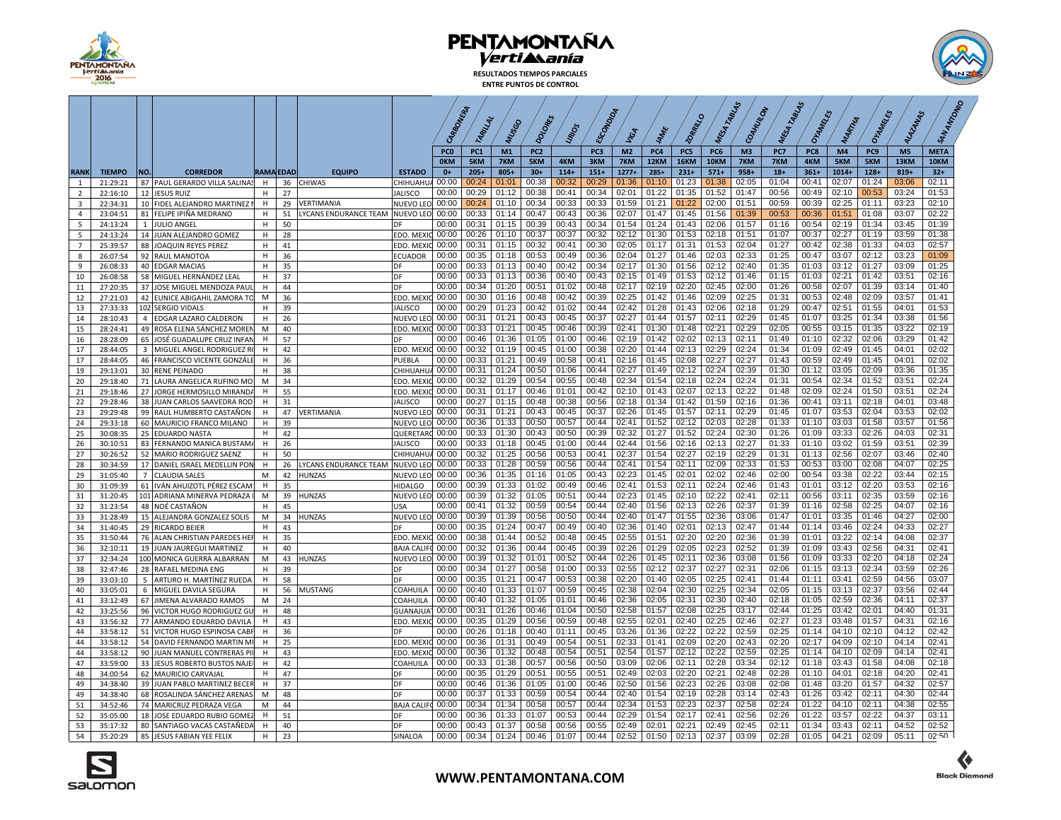# PENTAMONTAÑA Vertimania

**RESULTADOS TIEMPOS PARCIALES ENTRE PUNTOS DE CONTROL**

| RANK | TIEMPO | NO. | CORREDOR | RAMA | EDAD | EQUIPO | ESTADO | CARBONERA PC0 0KM 0+ | TARILLAL PC1 5KM 205+ | MUSGO M1 7KM 805+ | DOLORES PC2 5KM 30+ | LIRIOS 4KM 114+ | ESCONDIDA PC3 3KM 151+ | VIGA M2 7KM 1277+ | JAIME PC4 12KM 285+ | ZORRILLO PC5 16KM 231+ | MESA TABLAS PC6 10KM 571+ | COAHUILON M3 7KM 958+ | MESA TABLAS PC7 7KM 18+ | OYAMELES PC8 4KM 361+ | MARTHA M4 5KM 1014+ | OYAMELES PC9 5KM 128+ | ALAZANAS M5 13KM 819+ | SAN ANTONIO META 10KM 32+ |
|---|---|---|---|---|---|---|---|---|---|---|---|---|---|---|---|---|---|---|---|---|---|---|---|---|
| 1 | 21:29:21 | 87 | PAUL GERARDO VILLA SALINAS | H | 36 | CHIWAS | CHIHUAHUA | 00:00 | 00:24 | 01:01 | 00:38 | 00:32 | 00:29 | 01:36 | 01:10 | 01:23 | 01:38 | 02:05 | 01:04 | 00:41 | 02:07 | 01:24 | 03:06 | 02:11 |
| 2 | 22:16:10 | 12 | JESUS RUIZ | H | 27 | | JALISCO | 00:00 | 00:29 | 01:12 | 00:38 | 00:41 | 00:34 | 02:01 | 01:22 | 01:35 | 01:52 | 01:47 | 00:56 | 00:49 | 02:10 | 00:53 | 03:24 | 01:53 |
| 3 | 22:34:31 | 10 | FIDEL ALEJANDRO MARTINEZ M | H | 29 | VERTIMANIA | NUEVO LEON | 00:00 | 00:24 | 01:10 | 00:34 | 00:33 | 00:33 | 01:59 | 01:21 | 01:22 | 02:00 | 01:51 | 00:59 | 00:39 | 02:25 | 01:11 | 03:23 | 02:10 |
| 4 | 23:04:51 | 81 | FELIPE IPIÑA MEDRANO | H | 51 | LYCANS ENDURANCE TEAM | NUEVO LEON | 00:00 | 00:33 | 01:14 | 00:47 | 00:43 | 00:36 | 02:07 | 01:47 | 01:45 | 01:56 | 01:39 | 00:53 | 00:36 | 01:51 | 01:08 | 03:07 | 02:22 |
| 5 | 24:13:24 | 1 | JULIO ANGEL | H | 50 | | DF | 00:00 | 00:31 | 01:15 | 00:39 | 00:43 | 00:34 | 01:54 | 01:24 | 01:43 | 02:06 | 01:57 | 01:16 | 00:54 | 02:19 | 01:34 | 03:45 | 01:39 |
| 5 | 24:13:24 | 14 | JUAN ALEJANDRO GOMEZ | H | 28 | | EDO. MEXICO | 00:00 | 00:26 | 01:10 | 00:37 | 00:37 | 00:32 | 02:12 | 01:30 | 01:53 | 02:18 | 01:51 | 01:07 | 00:37 | 02:27 | 01:19 | 03:59 | 01:38 |
| 7 | 25:39:57 | 88 | JOAQUIN REYES PEREZ | H | 41 | | EDO. MEXICO | 00:00 | 00:31 | 01:15 | 00:32 | 00:41 | 00:30 | 02:05 | 01:17 | 01:31 | 01:53 | 02:04 | 01:27 | 00:42 | 02:38 | 01:33 | 04:03 | 02:57 |
| 8 | 26:07:54 | 92 | RAUL MANOTOA | H | 36 | | ECUADOR | 00:00 | 00:35 | 01:18 | 00:53 | 00:49 | 00:36 | 02:04 | 01:27 | 01:46 | 02:03 | 02:33 | 01:25 | 00:47 | 03:07 | 02:12 | 03:23 | 01:09 |
| 9 | 26:08:33 | 40 | EDGAR MACIAS | H | 35 | | DF | 00:00 | 00:33 | 01:13 | 00:40 | 00:42 | 00:34 | 02:17 | 01:30 | 01:56 | 02:12 | 02:40 | 01:35 | 01:03 | 03:12 | 01:27 | 03:09 | 01:25 |
| 10 | 26:08:58 | 58 | MIGUEL HERNÁNDEZ LEAL | H | 37 | | DF | 00:00 | 00:33 | 01:13 | 00:36 | 00:40 | 00:43 | 02:15 | 01:49 | 01:53 | 02:12 | 01:46 | 01:15 | 01:03 | 02:21 | 01:42 | 03:51 | 02:16 |
| 11 | 27:20:35 | 37 | JOSE MIGUEL MENDOZA PAUL | H | 44 | | DF | 00:00 | 00:34 | 01:20 | 00:51 | 01:02 | 00:48 | 02:17 | 02:19 | 02:20 | 02:45 | 02:00 | 01:26 | 00:58 | 02:07 | 01:39 | 03:14 | 01:40 |
| 12 | 27:21:03 | 42 | EUNICE ABIGAHIL ZAMORA TO | M | 36 | | EDO. MEXICO | 00:00 | 00:30 | 01:16 | 00:48 | 00:42 | 00:39 | 02:25 | 01:42 | 01:46 | 02:09 | 02:25 | 01:31 | 00:53 | 02:48 | 02:09 | 03:57 | 01:41 |
| 13 | 27:33:33 | 102 | SERGIO VIDALS | H | 39 | | JALISCO | 00:00 | 00:29 | 01:23 | 00:42 | 01:02 | 00:44 | 02:42 | 01:28 | 01:43 | 02:06 | 02:18 | 01:29 | 00:47 | 02:51 | 01:55 | 04:01 | 01:53 |
| 14 | 28:10:43 | 4 | EDGAR LAZARO CALDERON | H | 26 | | NUEVO LEON | 00:00 | 00:31 | 01:21 | 00:43 | 00:45 | 00:37 | 02:27 | 01:44 | 01:57 | 02:11 | 02:29 | 01:45 | 01:07 | 03:25 | 01:34 | 03:38 | 01:56 |
| 15 | 28:24:41 | 49 | ROSA ELENA SÁNCHEZ MOREN | M | 40 | | EDO. MEXICO | 00:00 | 00:33 | 01:21 | 00:45 | 00:46 | 00:39 | 02:41 | 01:30 | 01:48 | 02:21 | 02:29 | 02:05 | 00:55 | 03:15 | 01:35 | 03:22 | 02:19 |
| 16 | 28:28:09 | 65 | JOSÉ GUADALUPE CRUZ INFAN | H | 57 | | DF | 00:00 | 00:46 | 01:36 | 01:05 | 01:00 | 00:46 | 02:19 | 01:42 | 02:02 | 02:13 | 02:11 | 01:49 | 01:10 | 02:32 | 02:06 | 03:29 | 01:42 |
| 17 | 28:44:05 | 3 | MIGUEL ANGEL RODRIGUEZ R | H | 42 | | EDO. MEXICO | 00:00 | 00:32 | 01:19 | 00:45 | 01:00 | 00:38 | 02:20 | 01:44 | 02:13 | 02:29 | 02:24 | 01:34 | 01:09 | 02:49 | 01:45 | 04:01 | 02:02 |
| 17 | 28:44:05 | 46 | FRANCISCO VICENTE GONZÁLE | H | 36 | | PUEBLA | 00:00 | 00:33 | 01:21 | 00:49 | 00:58 | 00:41 | 02:16 | 01:45 | 02:08 | 02:27 | 02:27 | 01:43 | 00:59 | 02:49 | 01:45 | 04:01 | 02:02 |
| 19 | 29:13:01 | 30 | RENE PEINADO | H | 38 | | CHIHUAHUA | 00:00 | 00:31 | 01:24 | 00:50 | 01:06 | 00:44 | 02:27 | 01:49 | 02:12 | 02:24 | 02:39 | 01:30 | 01:12 | 03:05 | 02:09 | 03:36 | 01:35 |
| 20 | 29:18:40 | 71 | LAURA ANGELICA RUFINO MO | M | 34 | | EDO. MEXICO | 00:00 | 00:32 | 01:29 | 00:54 | 00:55 | 00:48 | 02:34 | 01:54 | 02:18 | 02:24 | 02:24 | 01:31 | 00:54 | 02:34 | 01:52 | 03:51 | 02:24 |
| 21 | 29:18:46 | 27 | JORGE HERMOSILLO MIRANDA | H | 55 | | EDO. MEXICO | 00:00 | 00:31 | 01:17 | 00:46 | 01:01 | 00:42 | 02:10 | 01:43 | 02:07 | 02:13 | 02:22 | 01:48 | 02:09 | 02:24 | 01:50 | 03:51 | 02:24 |
| 22 | 29:28:46 | 38 | JUAN CARLOS SAAVEDRA ROD | H | 31 | | JALISCO | 00:00 | 00:27 | 01:15 | 00:48 | 00:38 | 00:56 | 02:18 | 01:34 | 01:42 | 01:59 | 02:16 | 01:36 | 00:41 | 03:11 | 02:18 | 04:01 | 03:48 |
| 23 | 29:29:48 | 99 | RAUL HUMBERTO CASTAÑON | H | 47 | VERTIMANIA | NUEVO LEON | 00:00 | 00:31 | 01:21 | 00:43 | 00:45 | 00:37 | 02:26 | 01:45 | 01:57 | 02:11 | 02:29 | 01:45 | 01:07 | 03:53 | 02:04 | 03:53 | 02:02 |
| 24 | 29:33:18 | 60 | MAURICIO FRANCO MILANO | H | 39 | | NUEVO LEON | 00:00 | 00:36 | 01:33 | 00:50 | 00:57 | 00:44 | 02:41 | 01:52 | 02:12 | 02:03 | 02:28 | 01:33 | 01:10 | 03:03 | 01:58 | 03:57 | 01:56 |
| 25 | 30:08:35 | 25 | EDUARDO NASTA | H | 42 | | QUERETARO | 00:00 | 00:33 | 01:30 | 00:43 | 00:50 | 00:39 | 02:32 | 01:27 | 01:52 | 02:24 | 02:30 | 01:26 | 01:09 | 03:33 | 02:26 | 04:03 | 02:31 |
| 26 | 30:10:51 | 83 | FERNANDO MANICA BUSTAMA | H | 26 | | JALISCO | 00:00 | 00:33 | 01:18 | 00:45 | 01:00 | 00:44 | 02:44 | 01:56 | 02:16 | 02:13 | 02:27 | 01:33 | 01:10 | 03:02 | 01:59 | 03:51 | 02:39 |
| 27 | 30:26:52 | 52 | MARIO RODRIGUEZ SAENZ | H | 50 | | CHIHUAHUA | 00:00 | 00:32 | 01:25 | 00:56 | 00:53 | 00:41 | 02:37 | 01:54 | 02:27 | 02:19 | 02:29 | 01:31 | 01:13 | 02:56 | 02:07 | 03:46 | 02:40 |
| 28 | 30:34:59 | 17 | DANIEL ISRAEL MEDELLIN PON | H | 26 | LYCANS ENDURANCE TEAM | NUEVO LEON | 00:00 | 00:33 | 01:28 | 00:59 | 00:56 | 00:44 | 02:41 | 01:54 | 02:11 | 02:09 | 02:33 | 01:53 | 00:53 | 03:00 | 02:08 | 04:07 | 02:25 |
| 29 | 31:05:40 | 7 | CLAUDIA SALES | M | 42 | HUNZAS | NUEVO LEON | 00:00 | 00:36 | 01:35 | 01:16 | 01:05 | 00:43 | 02:23 | 01:45 | 02:01 | 02:02 | 02:46 | 02:00 | 00:54 | 03:38 | 02:22 | 03:44 | 02:15 |
| 30 | 31:09:39 | 61 | IVÁN AHUIZOTL PÉREZ ESCAM | H | 35 | | HIDALGO | 00:00 | 00:39 | 01:33 | 01:02 | 00:49 | 00:46 | 02:41 | 01:53 | 02:11 | 02:24 | 02:46 | 01:43 | 01:01 | 03:12 | 02:20 | 03:53 | 02:16 |
| 31 | 31:20:45 | 101 | ADRIANA MINERVA PEDRAZA | M | 39 | HUNZAS | NUEVO LEON | 00:00 | 00:39 | 01:32 | 01:05 | 00:51 | 00:44 | 02:23 | 01:45 | 02:10 | 02:22 | 02:41 | 02:11 | 00:56 | 03:11 | 02:35 | 03:59 | 02:16 |
| 32 | 31:23:54 | 48 | NOÉ CASTAÑON | H | 45 | | USA | 00:00 | 00:41 | 01:32 | 00:59 | 00:54 | 00:44 | 02:40 | 01:56 | 02:13 | 02:26 | 02:37 | 01:39 | 01:16 | 02:58 | 02:25 | 04:07 | 02:16 |
| 33 | 31:28:49 | 15 | ALEJANDRA GONZALEZ SOLIS | M | 34 | HUNZAS | NUEVO LEON | 00:00 | 00:39 | 01:39 | 00:56 | 00:50 | 00:44 | 02:40 | 01:47 | 01:55 | 02:36 | 03:06 | 01:47 | 01:01 | 03:35 | 01:46 | 04:27 | 02:00 |
| 34 | 31:40:45 | 29 | RICARDO BEIER | H | 43 | | DF | 00:00 | 00:35 | 01:24 | 00:47 | 00:49 | 00:40 | 02:36 | 01:40 | 02:01 | 02:13 | 02:47 | 01:44 | 01:14 | 03:46 | 02:24 | 04:33 | 02:27 |
| 35 | 31:50:44 | 76 | ALAN CHRISTIAN PAREDES HER | H | 35 | | EDO. MEXICO | 00:00 | 00:38 | 01:44 | 00:52 | 00:48 | 00:45 | 02:55 | 01:51 | 02:20 | 02:20 | 02:36 | 01:39 | 01:01 | 03:22 | 02:14 | 04:08 | 02:37 |
| 36 | 32:10:11 | 19 | JUAN JAUREGUI MARTINEZ | H | 40 | | BAJA CALIFORNIA | 00:00 | 00:32 | 01:36 | 00:44 | 00:45 | 00:39 | 02:26 | 01:29 | 02:05 | 02:23 | 02:52 | 01:39 | 01:09 | 03:43 | 02:56 | 04:31 | 02:41 |
| 37 | 32:34:24 | 100 | MONICA GUERRA ALBARRAN | M | 43 | HUNZAS | NUEVO LEON | 00:00 | 00:39 | 01:32 | 01:01 | 00:52 | 00:44 | 02:26 | 01:45 | 02:11 | 02:36 | 03:08 | 01:56 | 01:09 | 03:33 | 02:20 | 04:18 | 02:24 |
| 38 | 32:47:46 | 28 | RAFAEL MEDINA ENG | H | 39 | | DF | 00:00 | 00:34 | 01:27 | 00:58 | 01:00 | 00:33 | 02:55 | 02:12 | 02:37 | 02:27 | 02:31 | 02:06 | 01:15 | 03:13 | 02:34 | 03:59 | 02:26 |
| 39 | 33:03:10 | 5 | ARTURO H. MARTÍNEZ RUEDA | H | 58 | | DF | 00:00 | 00:35 | 01:21 | 00:47 | 00:53 | 00:38 | 02:20 | 01:40 | 02:05 | 02:25 | 02:41 | 01:44 | 01:11 | 03:41 | 02:59 | 04:56 | 03:07 |
| 40 | 33:05:01 | 6 | MIGUEL DAVILA SEGURA | H | 56 | MUSTANG | COAHUILA | 00:00 | 00:40 | 01:33 | 01:07 | 00:59 | 00:45 | 02:38 | 02:04 | 02:30 | 02:25 | 02:34 | 02:05 | 01:15 | 03:13 | 02:37 | 03:56 | 02:44 |
| 41 | 33:12:49 | 67 | JIMENA ALVARADO RAMOS | M | 24 | | COAHUILA | 00:00 | 00:40 | 01:32 | 01:05 | 01:01 | 00:46 | 02:36 | 02:05 | 02:31 | 02:30 | 02:40 | 02:18 | 01:05 | 02:59 | 02:36 | 04:11 | 02:37 |
| 42 | 33:25:56 | 96 | VICTOR HUGO RODRIGUEZ GU | H | 48 | | GUANAJUATO | 00:00 | 00:31 | 01:26 | 00:46 | 01:04 | 00:50 | 02:58 | 01:57 | 02:08 | 02:25 | 03:17 | 02:44 | 01:25 | 03:42 | 02:01 | 04:40 | 01:31 |
| 43 | 33:56:32 | 77 | ARMANDO EDUARDO DAVILA | H | 43 | | EDO. MEXICO | 00:00 | 00:35 | 01:29 | 00:56 | 00:59 | 00:48 | 02:55 | 02:01 | 02:40 | 02:25 | 02:46 | 02:27 | 01:23 | 03:48 | 01:57 | 04:31 | 02:16 |
| 44 | 33:58:12 | 51 | VICTOR HUGO ESPINOSA CABR | H | 36 | | DF | 00:00 | 00:26 | 01:18 | 00:40 | 01:11 | 00:45 | 03:26 | 01:36 | 02:22 | 02:22 | 02:59 | 02:25 | 01:14 | 04:10 | 02:10 | 04:12 | 02:42 |
| 44 | 33:58:12 | 54 | DAVID FERNANDO MARTIN MI | H | 25 | | EDO. MEXICO | 00:00 | 00:36 | 01:31 | 00:49 | 00:54 | 00:51 | 02:33 | 01:41 | 02:09 | 02:20 | 02:43 | 02:20 | 02:17 | 04:09 | 02:10 | 04:14 | 02:41 |
| 44 | 33:58:12 | 90 | JUAN MANUEL CONTRERAS PI | H | 43 | | EDO. MEXICO | 00:00 | 00:36 | 01:32 | 00:48 | 00:54 | 00:51 | 02:54 | 01:57 | 02:12 | 02:22 | 02:59 | 02:25 | 01:14 | 04:10 | 02:09 | 04:14 | 02:41 |
| 47 | 33:59:00 | 33 | JESUS ROBERTO BUSTOS NAJE | H | 42 | | COAHUILA | 00:00 | 00:33 | 01:38 | 00:57 | 00:56 | 00:50 | 03:09 | 02:06 | 02:11 | 02:28 | 03:34 | 02:12 | 01:18 | 03:43 | 01:58 | 04:08 | 02:18 |
| 48 | 34:00:54 | 62 | MAURICIO CARVAJAL | H | 47 | | DF | 00:00 | 00:35 | 01:29 | 00:51 | 00:55 | 00:51 | 02:49 | 02:03 | 02:20 | 02:21 | 02:48 | 02:28 | 01:10 | 04:01 | 02:18 | 04:20 | 02:41 |
| 49 | 34:38:40 | 39 | JUAN PABLO MARTINEZ BECER | H | 37 | | DF | 00:00 | 00:46 | 01:36 | 01:05 | 01:00 | 00:46 | 02:50 | 01:56 | 02:23 | 02:26 | 03:08 | 02:08 | 01:48 | 03:20 | 01:57 | 04:32 | 02:57 |
| 49 | 34:38:40 | 68 | ROSALINDA SÁNCHEZ ARENAS | M | 48 | | DF | 00:00 | 00:37 | 01:33 | 00:59 | 00:54 | 00:44 | 02:40 | 01:54 | 02:19 | 02:28 | 03:14 | 02:43 | 01:26 | 03:42 | 02:11 | 04:30 | 02:44 |
| 51 | 34:52:46 | 74 | MARICRUZ PEDRAZA VEGA | M | 44 | | BAJA CALIFORNIA | 00:00 | 00:34 | 01:34 | 00:58 | 00:57 | 00:44 | 02:34 | 01:53 | 02:23 | 02:37 | 02:58 | 02:24 | 01:22 | 04:10 | 02:11 | 04:38 | 02:55 |
| 52 | 35:05:00 | 18 | JOSE EDUARDO RUBIO GOMEZ | H | 51 | | DF | 00:00 | 00:36 | 01:33 | 01:07 | 00:53 | 00:44 | 02:29 | 01:54 | 02:17 | 02:41 | 02:56 | 02:26 | 01:22 | 03:57 | 02:22 | 04:37 | 03:11 |
| 53 | 35:17:32 | 80 | SANTIAGO VACAS CASTAÑEDA | H | 40 | | DF | 00:00 | 00:43 | 01:37 | 00:58 | 00:56 | 00:55 | 02:49 | 02:01 | 02:21 | 02:49 | 02:45 | 02:11 | 01:34 | 03:43 | 02:11 | 04:52 | 02:52 |
| 54 | 35:20:29 | 85 | JESUS FABIAN YEE FELIX | H | 23 | | SINALOA | 00:00 | 00:34 | 01:24 | 00:46 | 01:07 | 00:44 | 02:52 | 01:50 | 02:13 | 02:37 | 03:09 | 02:28 | 01:05 | 04:21 | 02:09 | 05:11 | 02:50 |

WWW.PENTAMONTANA.COM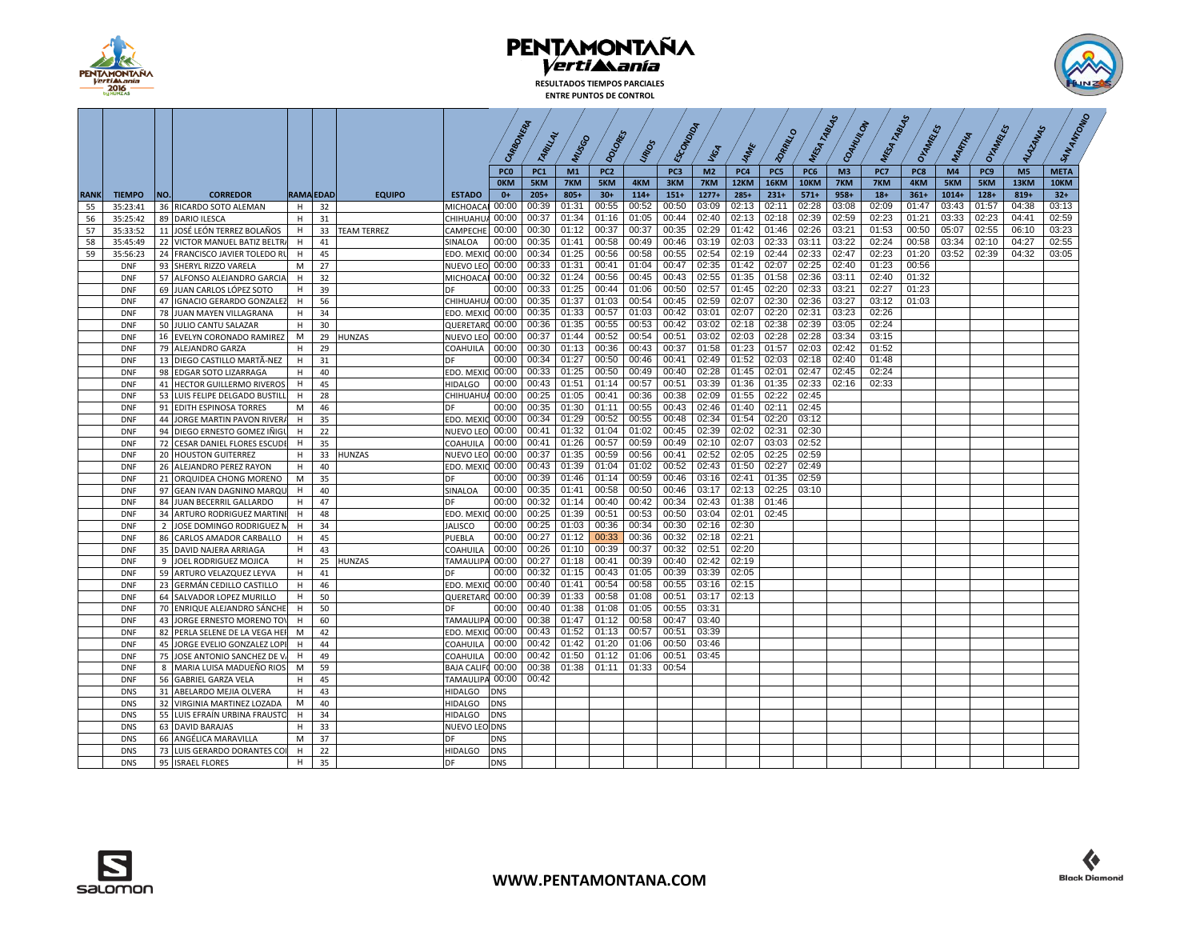# PENTAMONTAÑA Vertimanía

**RESULTADOS TIEMPOS PARCIALES ENTRE PUNTOS DE CONTROL**

| RANK | TIEMPO | NO. | CORREDOR | RAMA | EDAD | EQUIPO | ESTADO | CARBONERA PC0 0KM 0+ | TARILLAL PC1 5KM 205+ | MUSGO M1 7KM 805+ | DOLORES PC2 5KM 30+ | LIRIOS 4KM 114+ | ESCONDIDA PC3 3KM 151+ | VIGA M2 7KM 1277+ | JAIME PC4 12KM 285+ | ZORRILLO PC5 16KM 231+ | MESA TABLAS PC6 10KM 571+ | COAHUILON M3 7KM 958+ | MESA TABLAS PC7 7KM 18+ | OYAMELES PC8 4KM 361+ | MARTHA M4 5KM 1014+ | OYAMELES PC9 5KM 128+ | ALAZANAS M5 13KM 819+ | SAN ANTONIO META 10KM 32+ |
|---|---|---|---|---|---|---|---|---|---|---|---|---|---|---|---|---|---|---|---|---|---|---|---|---|
| 55 | 35:23:41 | 36 | RICARDO SOTO ALEMAN | H | 32 | | MICHOACA | 00:00 | 00:39 | 01:31 | 00:55 | 00:52 | 00:50 | 03:09 | 02:13 | 02:11 | 02:28 | 03:08 | 02:09 | 01:47 | 03:43 | 01:57 | 04:38 | 03:13 |
| 56 | 35:25:42 | 89 | DARIO ILESCA | H | 31 | | CHIHUAHU | 00:00 | 00:37 | 01:34 | 01:16 | 01:05 | 00:44 | 02:40 | 02:13 | 02:18 | 02:39 | 02:59 | 02:23 | 01:21 | 03:33 | 02:23 | 04:41 | 02:59 |
| 57 | 35:33:52 | 11 | JOSÉ LEÓN TERREZ BOLAÑOS | H | 33 | TEAM TERREZ | CAMPECHE | 00:00 | 00:30 | 01:12 | 00:37 | 00:37 | 00:35 | 02:29 | 01:42 | 01:46 | 02:26 | 03:21 | 01:53 | 00:50 | 05:07 | 02:55 | 06:10 | 03:23 |
| 58 | 35:45:49 | 22 | VICTOR MANUEL BATIZ BELTR | H | 41 | | SINALOA | 00:00 | 00:35 | 01:41 | 00:58 | 00:49 | 00:46 | 03:19 | 02:03 | 02:33 | 03:11 | 03:22 | 02:24 | 00:58 | 03:34 | 02:10 | 04:27 | 02:55 |
| 59 | 35:56:23 | 24 | FRANCISCO JAVIER TOLEDO RU | H | 45 | | EDO. MEXIC | 00:00 | 00:34 | 01:25 | 00:56 | 00:58 | 00:55 | 02:54 | 02:19 | 02:44 | 02:33 | 02:47 | 02:23 | 01:20 | 03:52 | 02:39 | 04:32 | 03:05 |
| | DNF | 93 | SHERYL RIZZO VARELA | M | 27 | | NUEVO LEO | 00:00 | 00:33 | 01:31 | 00:41 | 01:04 | 00:47 | 02:35 | 01:42 | 02:07 | 02:25 | 02:40 | 01:23 | 00:56 | | | | |
| | DNF | 57 | ALFONSO ALEJANDRO GARCIA | H | 32 | | MICHOACA | 00:00 | 00:32 | 01:24 | 00:56 | 00:45 | 00:43 | 02:55 | 01:35 | 01:58 | 02:36 | 03:11 | 02:40 | 01:32 | | | | |
| | DNF | 69 | JUAN CARLOS LÓPEZ SOTO | H | 39 | | DF | 00:00 | 00:33 | 01:25 | 00:44 | 01:06 | 00:50 | 02:57 | 01:45 | 02:20 | 02:33 | 03:21 | 02:27 | 01:23 | | | | |
| | DNF | 47 | IGNACIO GERARDO GONZALEZ | H | 56 | | CHIHUAHU | 00:00 | 00:35 | 01:37 | 01:03 | 00:54 | 00:45 | 02:59 | 02:07 | 02:30 | 02:36 | 03:27 | 03:12 | 01:03 | | | | |
| | DNF | 78 | JUAN MAYEN VILLAGRANA | H | 34 | | EDO. MEXIC | 00:00 | 00:35 | 01:33 | 00:57 | 01:03 | 00:42 | 03:01 | 02:07 | 02:20 | 02:31 | 03:23 | 02:26 | | | | | |
| | DNF | 50 | JULIO CANTU SALAZAR | H | 30 | | QUERETARO | 00:00 | 00:36 | 01:35 | 00:55 | 00:53 | 00:42 | 03:02 | 02:18 | 02:38 | 02:39 | 03:05 | 02:24 | | | | | |
| | DNF | 16 | EVELYN CORONADO RAMIREZ | M | 29 | HUNZAS | NUEVO LEO | 00:00 | 00:37 | 01:44 | 00:52 | 00:54 | 00:51 | 03:02 | 02:03 | 02:28 | 02:28 | 03:34 | 03:15 | | | | | |
| | DNF | 79 | ALEJANDRO GARZA | H | 29 | | COAHUILA | 00:00 | 00:30 | 01:13 | 00:36 | 00:43 | 00:37 | 01:58 | 01:23 | 01:57 | 02:03 | 02:42 | 01:52 | | | | | |
| | DNF | 13 | DIEGO CASTILLO MARTÃ-NEZ | H | 31 | | DF | 00:00 | 00:34 | 01:27 | 00:50 | 00:46 | 00:41 | 02:49 | 01:52 | 02:03 | 02:18 | 02:40 | 01:48 | | | | | |
| | DNF | 98 | EDGAR SOTO LIZARRAGA | H | 40 | | EDO. MEXIC | 00:00 | 00:33 | 01:25 | 00:50 | 00:49 | 00:40 | 02:28 | 01:45 | 02:01 | 02:47 | 02:45 | 02:24 | | | | | |
| | DNF | 41 | HECTOR GUILLERMO RIVEROS | H | 45 | | HIDALGO | 00:00 | 00:43 | 01:51 | 01:14 | 00:57 | 00:51 | 03:39 | 01:36 | 01:35 | 02:33 | 02:16 | 02:33 | | | | | |
| | DNF | 53 | LUIS FELIPE DELGADO BUSTILL | H | 28 | | CHIHUAHU | 00:00 | 00:25 | 01:05 | 00:41 | 00:36 | 00:38 | 02:09 | 01:55 | 02:22 | 02:45 | | | | | | | |
| | DNF | 91 | EDITH ESPINOSA TORRES | M | 46 | | DF | 00:00 | 00:35 | 01:30 | 01:11 | 00:55 | 00:43 | 02:46 | 01:40 | 02:11 | 02:45 | | | | | | | |
| | DNF | 44 | JORGE MARTIN PAVON RIVERA | H | 35 | | EDO. MEXIC | 00:00 | 00:34 | 01:29 | 00:52 | 00:55 | 00:48 | 02:34 | 01:54 | 02:20 | 03:12 | | | | | | | |
| | DNF | 94 | DIEGO ERNESTO GOMEZ IÑIGU | H | 22 | | NUEVO LEO | 00:00 | 00:41 | 01:32 | 01:04 | 01:02 | 00:45 | 02:39 | 02:02 | 02:31 | 02:30 | | | | | | | |
| | DNF | 72 | CESAR DANIEL FLORES ESCUDE | H | 35 | | COAHUILA | 00:00 | 00:41 | 01:26 | 00:57 | 00:59 | 00:49 | 02:10 | 02:07 | 03:03 | 02:52 | | | | | | | |
| | DNF | 20 | HOUSTON GUITERREZ | H | 33 | HUNZAS | NUEVO LEO | 00:00 | 00:37 | 01:35 | 00:59 | 00:56 | 00:41 | 02:52 | 02:05 | 02:25 | 02:59 | | | | | | | |
| | DNF | 26 | ALEJANDRO PEREZ RAYON | H | 40 | | EDO. MEXIC | 00:00 | 00:43 | 01:39 | 01:04 | 01:02 | 00:52 | 02:43 | 01:50 | 02:27 | 02:49 | | | | | | | |
| | DNF | 21 | ORQUIDEA CHONG MORENO | M | 35 | | DF | 00:00 | 00:39 | 01:46 | 01:14 | 00:59 | 00:46 | 03:16 | 02:41 | 01:35 | 02:59 | | | | | | | |
| | DNF | 97 | GEAN IVAN DAGNINO MARQU | H | 40 | | SINALOA | 00:00 | 00:35 | 01:41 | 00:58 | 00:50 | 00:46 | 03:17 | 02:13 | 02:25 | 03:10 | | | | | | | |
| | DNF | 84 | JUAN BECERRIL GALLARDO | H | 47 | | DF | 00:00 | 00:32 | 01:14 | 00:40 | 00:42 | 00:34 | 02:43 | 01:38 | 01:46 | | | | | | | | |
| | DNF | 34 | ARTURO RODRIGUEZ MARTINE | H | 48 | | EDO. MEXIC | 00:00 | 00:25 | 01:39 | 00:51 | 00:53 | 00:50 | 03:04 | 02:01 | 02:45 | | | | | | | | |
| | DNF | 2 | JOSE DOMINGO RODRIGUEZ M | H | 34 | | JALISCO | 00:00 | 00:25 | 01:03 | 00:36 | 00:34 | 00:30 | 02:16 | 02:30 | | | | | | | | | |
| | DNF | 86 | CARLOS AMADOR CARBALLO | H | 45 | | PUEBLA | 00:00 | 00:27 | 01:12 | 00:33 | 00:36 | 00:32 | 02:18 | 02:21 | | | | | | | | | |
| | DNF | 35 | DAVID NAJERA ARRIAGA | H | 43 | | COAHUILA | 00:00 | 00:26 | 01:10 | 00:39 | 00:37 | 00:32 | 02:51 | 02:20 | | | | | | | | | |
| | DNF | 9 | JOEL RODRIGUEZ MOJICA | H | 25 | HUNZAS | TAMAULIPA | 00:00 | 00:27 | 01:18 | 00:41 | 00:39 | 00:40 | 02:42 | 02:19 | | | | | | | | | |
| | DNF | 59 | ARTURO VELAZQUEZ LEYVA | H | 41 | | DF | 00:00 | 00:32 | 01:15 | 00:43 | 01:05 | 00:39 | 03:39 | 02:05 | | | | | | | | | |
| | DNF | 23 | GERMÁN CEDILLO CASTILLO | H | 46 | | EDO. MEXIC | 00:00 | 00:40 | 01:41 | 00:54 | 00:58 | 00:55 | 03:16 | 02:15 | | | | | | | | | |
| | DNF | 64 | SALVADOR LOPEZ MURILLO | H | 50 | | QUERETARO | 00:00 | 00:39 | 01:33 | 00:58 | 01:08 | 00:51 | 03:17 | 02:13 | | | | | | | | | |
| | DNF | 70 | ENRIQUE ALEJANDRO SÁNCHE | H | 50 | | DF | 00:00 | 00:40 | 01:38 | 01:08 | 01:05 | 00:55 | 03:31 | | | | | | | | | | |
| | DNF | 43 | JORGE ERNESTO MORENO TOV | H | 60 | | TAMAULIPA | 00:00 | 00:38 | 01:47 | 01:12 | 00:58 | 00:47 | 03:40 | | | | | | | | | | |
| | DNF | 82 | PERLA SELENE DE LA VEGA HE | M | 42 | | EDO. MEXIC | 00:00 | 00:43 | 01:52 | 01:13 | 00:57 | 00:51 | 03:39 | | | | | | | | | | |
| | DNF | 45 | JORGE EVELIO GONZALEZ LOPE | H | 44 | | COAHUILA | 00:00 | 00:42 | 01:42 | 01:20 | 01:06 | 00:50 | 03:46 | | | | | | | | | | |
| | DNF | 75 | JOSE ANTONIO SANCHEZ DE V | H | 49 | | COAHUILA | 00:00 | 00:42 | 01:50 | 01:12 | 01:06 | 00:51 | 03:45 | | | | | | | | | | |
| | DNF | 8 | MARIA LUISA MADUEÑO RIOS | M | 59 | | BAJA CALIF | 00:00 | 00:38 | 01:38 | 01:11 | 01:33 | 00:54 | | | | | | | | | | | |
| | DNF | 56 | GABRIEL GARZA VELA | H | 45 | | TAMAULIPA | 00:00 | 00:42 | | | | | | | | | | | | | | | |
| | DNS | 31 | ABELARDO MEJIA OLVERA | H | 43 | | HIDALGO | DNS | | | | | | | | | | | | | | | | |
| | DNS | 32 | VIRGINIA MARTINEZ LOZADA | M | 40 | | HIDALGO | DNS | | | | | | | | | | | | | | | | |
| | DNS | 55 | LUIS EFRAÍN URBINA FRAUSTO | H | 34 | | HIDALGO | DNS | | | | | | | | | | | | | | | | |
| | DNS | 63 | DAVID BARAJAS | H | 33 | | NUEVO LEO | DNS | | | | | | | | | | | | | | | | |
| | DNS | 66 | ANGÉLICA MARAVILLA | M | 37 | | DF | DNS | | | | | | | | | | | | | | | | |
| | DNS | 73 | LUIS GERARDO DORANTES CO | H | 22 | | HIDALGO | DNS | | | | | | | | | | | | | | | | |
| | DNS | 95 | ISRAEL FLORES | H | 35 | | DF | DNS | | | | | | | | | | | | | | | | |

**WWW.PENTAMONTANA.COM**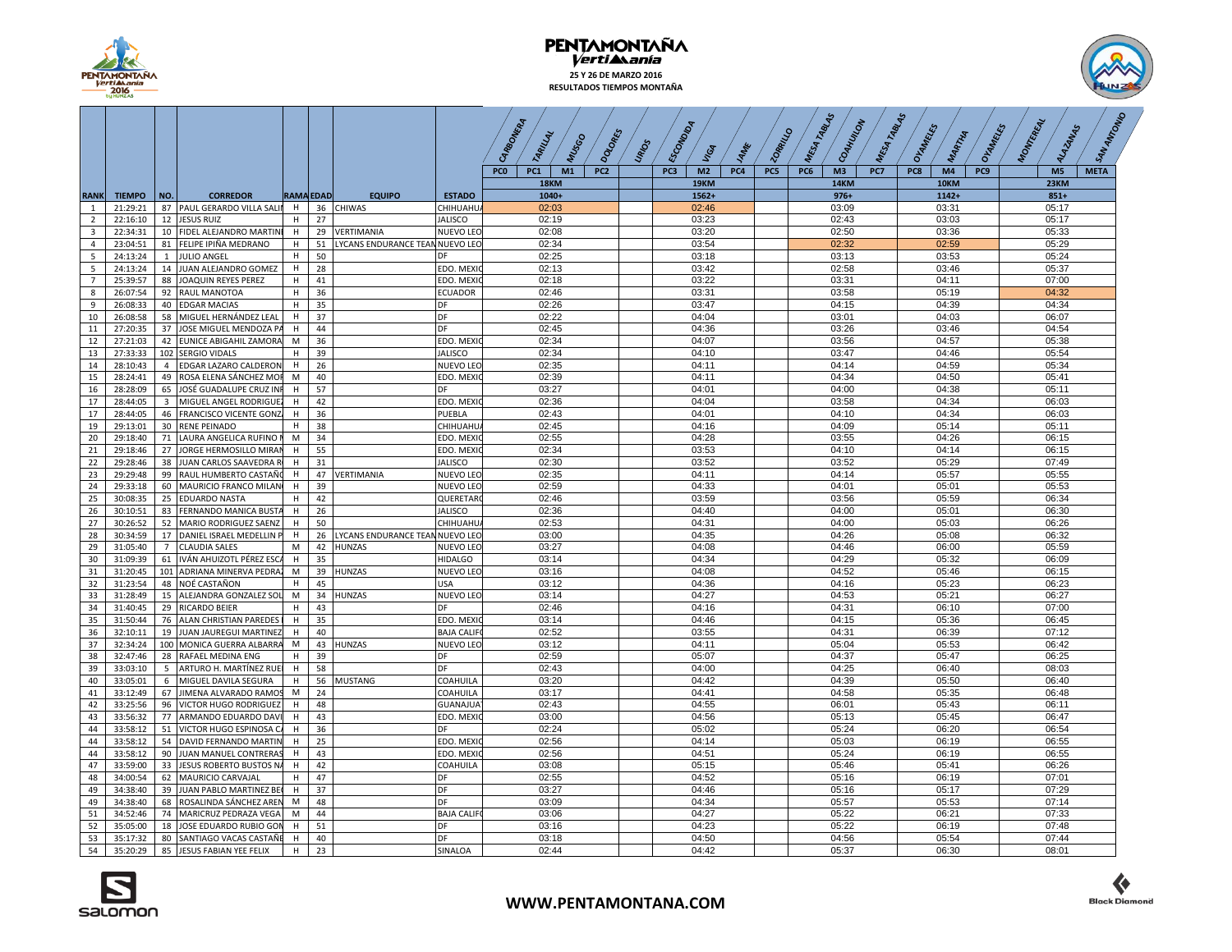# PENTAMONTAÑA Vertimanía

**25 Y 26 DE MARZO 2016**
**RESULTADOS TIEMPOS MONTAÑA**

| RANK | TIEMPO | NO. | CORREDOR | RAMA | EDAD | EQUIPO | ESTADO | PC0 - PC2 (CARBONERA, TARILLAL, MUSGO, DOLORES) M1 18KM 1040+ | PC3 - PC5 (LIRIOS, ESCONDIDA, VIGA, JAME, ZORRILLO) M2 19KM 1562+ | PC6 - PC7 (MESA TABLAS, COAHUILON, MESA TABLAS) M3 14KM 976+ | PC8 - PC9 (OYAMELES, MARTHA, OYAMELES) M4 10KM 1142+ | M5 - META (MONTEREAL, ALAZANAS, SAN ANTONIO) 23KM 851+ |
|---|---|---|---|---|---|---|---|---|---|---|---|---|
| 1 | 21:29:21 | 87 | PAUL GERARDO VILLA SALI | H | 36 | CHIWAS | CHIHUAHUA | 02:03 | 02:46 | 03:09 | 03:31 | 05:17 |
| 2 | 22:16:10 | 12 | JESUS RUIZ | H | 27 | | JALISCO | 02:19 | 03:23 | 02:43 | 03:03 | 05:17 |
| 3 | 22:34:31 | 10 | FIDEL ALEJANDRO MARTINE | H | 29 | VERTIMANIA | NUEVO LEO | 02:08 | 03:20 | 02:50 | 03:36 | 05:33 |
| 4 | 23:04:51 | 81 | FELIPE IPIÑA MEDRANO | H | 51 | LYCANS ENDURANCE TEAM | NUEVO LEO | 02:34 | 03:54 | 02:32 | 02:59 | 05:29 |
| 5 | 24:13:24 | 1 | JULIO ANGEL | H | 50 | | DF | 02:25 | 03:18 | 03:13 | 03:53 | 05:24 |
| 5 | 24:13:24 | 14 | JUAN ALEJANDRO GOMEZ | H | 28 | | EDO. MEXIC | 02:13 | 03:42 | 02:58 | 03:46 | 05:37 |
| 7 | 25:39:57 | 88 | JOAQUIN REYES PEREZ | H | 41 | | EDO. MEXIC | 02:18 | 03:22 | 03:31 | 04:11 | 07:00 |
| 8 | 26:07:54 | 92 | RAUL MANOTOA | H | 36 | | ECUADOR | 02:46 | 03:31 | 03:58 | 05:19 | 04:32 |
| 9 | 26:08:33 | 40 | EDGAR MACIAS | H | 35 | | DF | 02:26 | 03:47 | 04:15 | 04:39 | 04:34 |
| 10 | 26:08:58 | 58 | MIGUEL HERNÁNDEZ LEAL | H | 37 | | DF | 02:22 | 04:04 | 03:01 | 04:03 | 06:07 |
| 11 | 27:20:35 | 37 | JOSE MIGUEL MENDOZA PA | H | 44 | | DF | 02:45 | 04:36 | 03:26 | 03:46 | 04:54 |
| 12 | 27:21:03 | 42 | EUNICE ABIGAHIL ZAMORA | M | 36 | | EDO. MEXIC | 02:34 | 04:07 | 03:56 | 04:57 | 05:38 |
| 13 | 27:33:33 | 102 | SERGIO VIDALS | H | 39 | | JALISCO | 02:34 | 04:10 | 03:47 | 04:46 | 05:54 |
| 14 | 28:10:43 | 4 | EDGAR LAZARO CALDERON | H | 26 | | NUEVO LEO | 02:35 | 04:11 | 04:14 | 04:59 | 05:34 |
| 15 | 28:24:41 | 49 | ROSA ELENA SÁNCHEZ MOR | M | 40 | | EDO. MEXIC | 02:39 | 04:11 | 04:34 | 04:50 | 05:41 |
| 16 | 28:28:09 | 65 | JOSÉ GUADALUPE CRUZ INF | H | 57 | | DF | 03:27 | 04:01 | 04:00 | 04:38 | 05:11 |
| 17 | 28:44:05 | 3 | MIGUEL ANGEL RODRIGUEZ | H | 42 | | EDO. MEXIC | 02:36 | 04:04 | 03:58 | 04:34 | 06:03 |
| 17 | 28:44:05 | 46 | FRANCISCO VICENTE GONZ | H | 36 | | PUEBLA | 02:43 | 04:01 | 04:10 | 04:34 | 06:03 |
| 19 | 29:13:01 | 30 | RENE PEINADO | H | 38 | | CHIHUAHUA | 02:45 | 04:16 | 04:09 | 05:14 | 05:11 |
| 20 | 29:18:40 | 71 | LAURA ANGELICA RUFINO M | M | 34 | | EDO. MEXIC | 02:55 | 04:28 | 03:55 | 04:26 | 06:15 |
| 21 | 29:18:46 | 27 | JORGE HERMOSILLO MIRAN | H | 55 | | EDO. MEXIC | 02:34 | 03:53 | 04:10 | 04:14 | 06:15 |
| 22 | 29:28:46 | 38 | JUAN CARLOS SAAVEDRA R | H | 31 | | JALISCO | 02:30 | 03:52 | 03:52 | 05:29 | 07:49 |
| 23 | 29:29:48 | 99 | RAUL HUMBERTO CASTAÑO | H | 47 | VERTIMANIA | NUEVO LEO | 02:35 | 04:11 | 04:14 | 05:57 | 05:55 |
| 24 | 29:33:18 | 60 | MAURICIO FRANCO MILAN | H | 39 | | NUEVO LEO | 02:59 | 04:33 | 04:01 | 05:01 | 05:53 |
| 25 | 30:08:35 | 25 | EDUARDO NASTA | H | 42 | | QUERETARO | 02:46 | 03:59 | 03:56 | 05:59 | 06:34 |
| 26 | 30:10:51 | 83 | FERNANDO MANICA BUSTA | H | 26 | | JALISCO | 02:36 | 04:40 | 04:00 | 05:01 | 06:30 |
| 27 | 30:26:52 | 52 | MARIO RODRIGUEZ SAENZ | H | 50 | | CHIHUAHUA | 02:53 | 04:31 | 04:00 | 05:03 | 06:26 |
| 28 | 30:34:59 | 17 | DANIEL ISRAEL MEDELLIN P | H | 26 | LYCANS ENDURANCE TEAM | NUEVO LEO | 03:00 | 04:35 | 04:26 | 05:08 | 06:32 |
| 29 | 31:05:40 | 7 | CLAUDIA SALES | M | 42 | HUNZAS | NUEVO LEO | 03:27 | 04:08 | 04:46 | 06:00 | 05:59 |
| 30 | 31:09:39 | 61 | IVÁN AHUIZOTL PÉREZ ESCA | H | 35 | | HIDALGO | 03:14 | 04:34 | 04:29 | 05:32 | 06:09 |
| 31 | 31:20:45 | 101 | ADRIANA MINERVA PEDRAZ | M | 39 | HUNZAS | NUEVO LEO | 03:16 | 04:08 | 04:52 | 05:46 | 06:15 |
| 32 | 31:23:54 | 48 | NOÉ CASTAÑON | H | 45 | | USA | 03:12 | 04:36 | 04:16 | 05:23 | 06:23 |
| 33 | 31:28:49 | 15 | ALEJANDRA GONZALEZ SOL | M | 34 | HUNZAS | NUEVO LEO | 03:14 | 04:27 | 04:53 | 05:21 | 06:27 |
| 34 | 31:40:45 | 29 | RICARDO BEIER | H | 43 | | DF | 02:46 | 04:16 | 04:31 | 06:10 | 07:00 |
| 35 | 31:50:44 | 76 | ALAN CHRISTIAN PAREDES | H | 35 | | EDO. MEXIC | 03:14 | 04:46 | 04:15 | 05:36 | 06:45 |
| 36 | 32:10:11 | 19 | JUAN JAUREGUI MARTINEZ | H | 40 | | BAJA CALIF | 02:52 | 03:55 | 04:31 | 06:39 | 07:12 |
| 37 | 32:34:24 | 100 | MONICA GUERRA ALBARRA | M | 43 | HUNZAS | NUEVO LEO | 03:12 | 04:11 | 05:04 | 05:53 | 06:42 |
| 38 | 32:47:46 | 28 | RAFAEL MEDINA ENG | H | 39 | | DF | 02:59 | 05:07 | 04:37 | 05:47 | 06:25 |
| 39 | 33:03:10 | 5 | ARTURO H. MARTÍNEZ RUE | H | 58 | | DF | 02:43 | 04:00 | 04:25 | 06:40 | 08:03 |
| 40 | 33:05:01 | 6 | MIGUEL DAVILA SEGURA | H | 56 | MUSTANG | COAHUILA | 03:20 | 04:42 | 04:39 | 05:50 | 06:40 |
| 41 | 33:12:49 | 67 | JIMENA ALVARADO RAMOS | M | 24 | | COAHUILA | 03:17 | 04:41 | 04:58 | 05:35 | 06:48 |
| 42 | 33:25:56 | 96 | VICTOR HUGO RODRIGUEZ | H | 48 | | GUANAJUAT | 02:43 | 04:55 | 06:01 | 05:43 | 06:11 |
| 43 | 33:56:32 | 77 | ARMANDO EDUARDO DAVI | H | 43 | | EDO. MEXIC | 03:00 | 04:56 | 05:13 | 05:45 | 06:47 |
| 44 | 33:58:12 | 51 | VICTOR HUGO ESPINOSA C | H | 36 | | DF | 02:24 | 05:02 | 05:24 | 06:20 | 06:54 |
| 44 | 33:58:12 | 54 | DAVID FERNANDO MARTIN | H | 25 | | EDO. MEXIC | 02:56 | 04:14 | 05:03 | 06:19 | 06:55 |
| 44 | 33:58:12 | 90 | JUAN MANUEL CONTRERAS | H | 43 | | EDO. MEXIC | 02:56 | 04:51 | 05:24 | 06:19 | 06:55 |
| 47 | 33:59:00 | 33 | JESUS ROBERTO BUSTOS N | H | 42 | | COAHUILA | 03:08 | 05:15 | 05:46 | 05:41 | 06:26 |
| 48 | 34:00:54 | 62 | MAURICIO CARVAJAL | H | 47 | | DF | 02:55 | 04:52 | 05:16 | 06:19 | 07:01 |
| 49 | 34:38:40 | 39 | JUAN PABLO MARTINEZ BE | H | 37 | | DF | 03:27 | 04:46 | 05:16 | 05:17 | 07:29 |
| 49 | 34:38:40 | 68 | ROSALINDA SÁNCHEZ AREN | M | 48 | | DF | 03:09 | 04:34 | 05:57 | 05:53 | 07:14 |
| 51 | 34:52:46 | 74 | MARICRUZ PEDRAZA VEGA | M | 44 | | BAJA CALIF | 03:06 | 04:27 | 05:22 | 06:21 | 07:33 |
| 52 | 35:05:00 | 18 | JOSE EDUARDO RUBIO GON | H | 51 | | DF | 03:16 | 04:23 | 05:22 | 06:19 | 07:48 |
| 53 | 35:17:32 | 80 | SANTIAGO VACAS CASTAÑE | H | 40 | | DF | 03:18 | 04:50 | 04:56 | 05:54 | 07:44 |
| 54 | 35:20:29 | 85 | JESUS FABIAN YEE FELIX | H | 23 | | SINALOA | 02:44 | 04:42 | 05:37 | 06:30 | 08:01 |

**WWW.PENTAMONTANA.COM**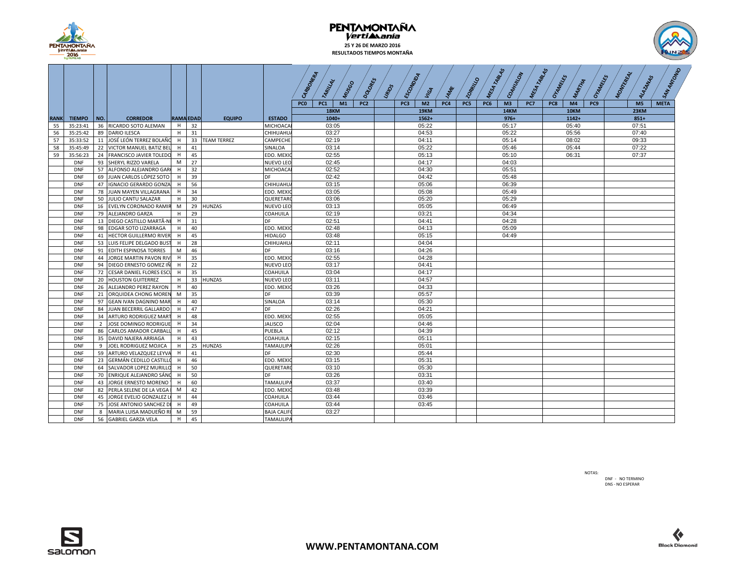| RANK | TIEMPO | NO. | CORREDOR | RAMA | EDAD | EQUIPO | ESTADO | M1 (18KM, 1040+) | M2 (19KM, 1562+) | M3 (14KM, 976+) | M4 (10KM, 1142+) | M5 (23KM, 851+) | META |
|---|---|---|---|---|---|---|---|---|---|---|---|---|---|
| 55 | 35:23:41 | 36 | RICARDO SOTO ALEMAN | H | 32 | | MICHOACA | 03:05 | 05:22 | 05:17 | 05:40 | 07:51 | |
| 56 | 35:25:42 | 89 | DARIO ILESCA | H | 31 | | CHIHUAHU | 03:27 | 04:53 | 05:22 | 05:56 | 07:40 | |
| 57 | 35:33:52 | 11 | JOSÉ LEÓN TERREZ BOLAÑO | H | 33 | TEAM TERREZ | CAMPECHE | 02:19 | 04:11 | 05:14 | 08:02 | 09:33 | |
| 58 | 35:45:49 | 22 | VICTOR MANUEL BATIZ BEL | H | 41 | | SINALOA | 03:14 | 05:22 | 05:46 | 05:44 | 07:22 | |
| 59 | 35:56:23 | 24 | FRANCISCO JAVIER TOLEDO | H | 45 | | EDO. MEXIC | 02:55 | 05:13 | 05:10 | 06:31 | 07:37 | |
| | DNF | 93 | SHERYL RIZZO VARELA | M | 27 | | NUEVO LEO | 02:45 | 04:17 | 04:03 | | | |
| | DNF | 57 | ALFONSO ALEJANDRO GAR | H | 32 | | MICHOACA | 02:52 | 04:30 | 05:51 | | | |
| | DNF | 69 | JUAN CARLOS LÓPEZ SOTO | H | 39 | | DF | 02:42 | 04:42 | 05:48 | | | |
| | DNF | 47 | IGNACIO GERARDO GONZA | H | 56 | | CHIHUAHU | 03:15 | 05:06 | 06:39 | | | |
| | DNF | 78 | JUAN MAYEN VILLAGRANA | H | 34 | | EDO. MEXIC | 03:05 | 05:08 | 05:49 | | | |
| | DNF | 50 | JULIO CANTU SALAZAR | H | 30 | | QUERETAR | 03:06 | 05:20 | 05:29 | | | |
| | DNF | 16 | EVELYN CORONADO RAMIR | M | 29 | HUNZAS | NUEVO LEO | 03:13 | 05:05 | 06:49 | | | |
| | DNF | 79 | ALEJANDRO GARZA | H | 29 | | COAHUILA | 02:19 | 03:21 | 04:34 | | | |
| | DNF | 13 | DIEGO CASTILLO MARTÃ-N | H | 31 | | DF | 02:51 | 04:41 | 04:28 | | | |
| | DNF | 98 | EDGAR SOTO LIZARRAGA | H | 40 | | EDO. MEXIC | 02:48 | 04:13 | 05:09 | | | |
| | DNF | 41 | HECTOR GUILLERMO RIVER | H | 45 | | HIDALGO | 03:48 | 05:15 | 04:49 | | | |
| | DNF | 53 | LUIS FELIPE DELGADO BUST | H | 28 | | CHIHUAHU | 02:11 | 04:04 | | | | |
| | DNF | 91 | EDITH ESPINOSA TORRES | M | 46 | | DF | 03:16 | 04:26 | | | | |
| | DNF | 44 | JORGE MARTIN PAVON RIV | H | 35 | | EDO. MEXIC | 02:55 | 04:28 | | | | |
| | DNF | 94 | DIEGO ERNESTO GOMEZ IÑ | H | 22 | | NUEVO LEO | 03:17 | 04:41 | | | | |
| | DNF | 72 | CESAR DANIEL FLORES ESCU | H | 35 | | COAHUILA | 03:04 | 04:17 | | | | |
| | DNF | 20 | HOUSTON GUITERREZ | H | 33 | HUNZAS | NUEVO LEO | 03:11 | 04:57 | | | | |
| | DNF | 26 | ALEJANDRO PEREZ RAYON | H | 40 | | EDO. MEXIC | 03:26 | 04:33 | | | | |
| | DNF | 21 | ORQUIDEA CHONG MOREN | M | 35 | | DF | 03:39 | 05:57 | | | | |
| | DNF | 97 | GEAN IVAN DAGNINO MAR | H | 40 | | SINALOA | 03:14 | 05:30 | | | | |
| | DNF | 84 | JUAN BECERRIL GALLARDO | H | 47 | | DF | 02:26 | 04:21 | | | | |
| | DNF | 34 | ARTURO RODRIGUEZ MART | H | 48 | | EDO. MEXIC | 02:55 | 05:05 | | | | |
| | DNF | 2 | JOSE DOMINGO RODRIGUE | H | 34 | | JALISCO | 02:04 | 04:46 | | | | |
| | DNF | 86 | CARLOS AMADOR CARBALL | H | 45 | | PUEBLA | 02:12 | 04:39 | | | | |
| | DNF | 35 | DAVID NAJERA ARRIAGA | H | 43 | | COAHUILA | 02:15 | 05:11 | | | | |
| | DNF | 9 | JOEL RODRIGUEZ MOJICA | H | 25 | HUNZAS | TAMAULIPA | 02:26 | 05:01 | | | | |
| | DNF | 59 | ARTURO VELAZQUEZ LEYVA | H | 41 | | DF | 02:30 | 05:44 | | | | |
| | DNF | 23 | GERMÁN CEDILLO CASTILLO | H | 46 | | EDO. MEXIC | 03:15 | 05:31 | | | | |
| | DNF | 64 | SALVADOR LOPEZ MURILLO | H | 50 | | QUERETAR | 03:10 | 05:30 | | | | |
| | DNF | 70 | ENRIQUE ALEJANDRO SÁNC | H | 50 | | DF | 03:26 | 03:31 | | | | |
| | DNF | 43 | JORGE ERNESTO MORENO | H | 60 | | TAMAULIPA | 03:37 | 03:40 | | | | |
| | DNF | 82 | PERLA SELENE DE LA VEGA | M | 42 | | EDO. MEXIC | 03:48 | 03:39 | | | | |
| | DNF | 45 | JORGE EVELIO GONZALEZ L | H | 44 | | COAHUILA | 03:44 | 03:46 | | | | |
| | DNF | 75 | JOSE ANTONIO SANCHEZ D | H | 49 | | COAHUILA | 03:44 | 03:45 | | | | |
| | DNF | 8 | MARIA LUISA MADUEÑO R | M | 59 | | BAJA CALIF | 03:27 | | | | | |
| | DNF | 56 | GABRIEL GARZA VELA | H | 45 | | TAMAULIPA | | | | | | |

NOTAS:
DNF - NO TERMINO
DNS - NO ESPERAR